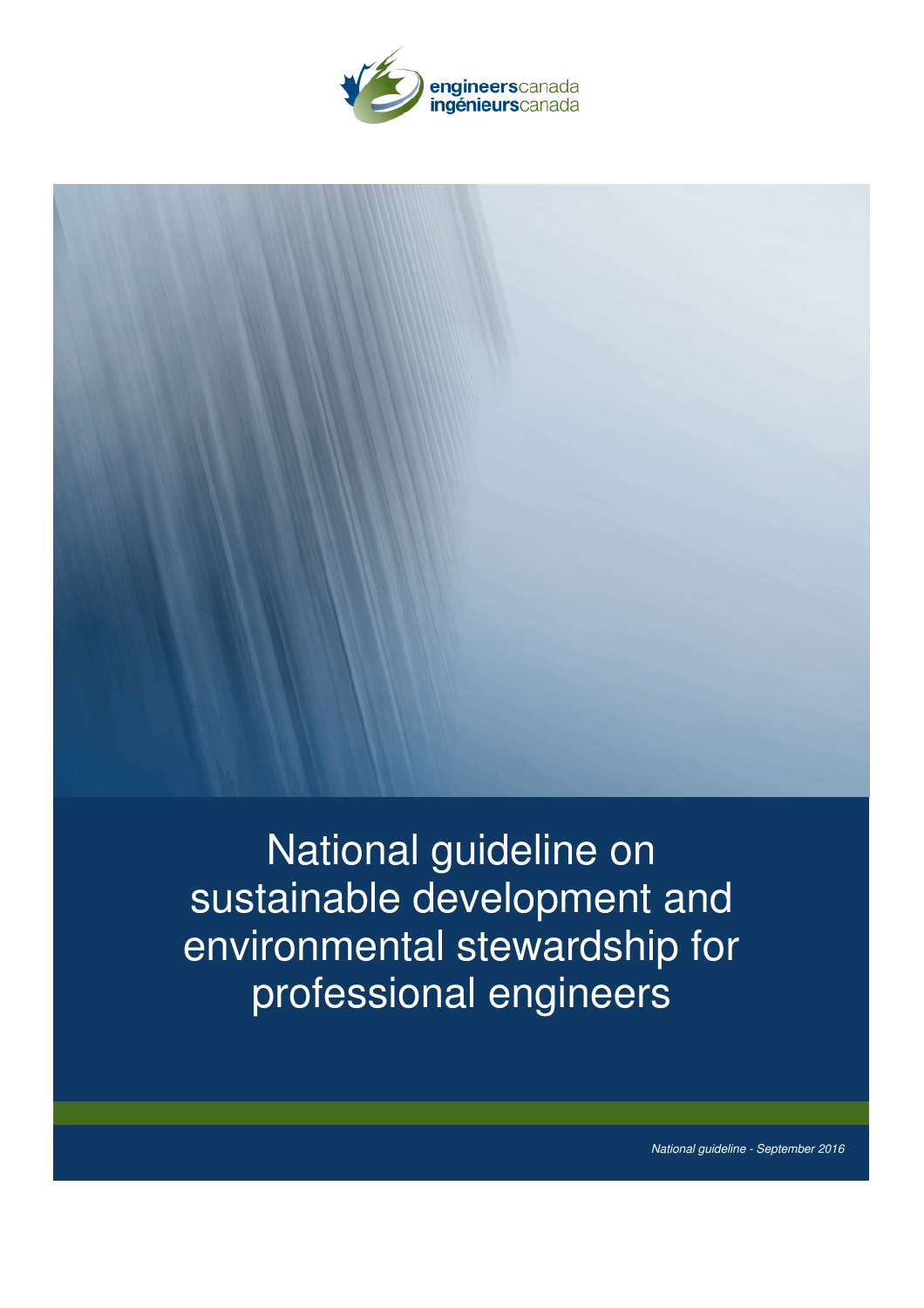engineerscanada
ingénieurscanada

# National guideline on sustainable development and environmental stewardship for professional engineers

*National guideline - September 2016*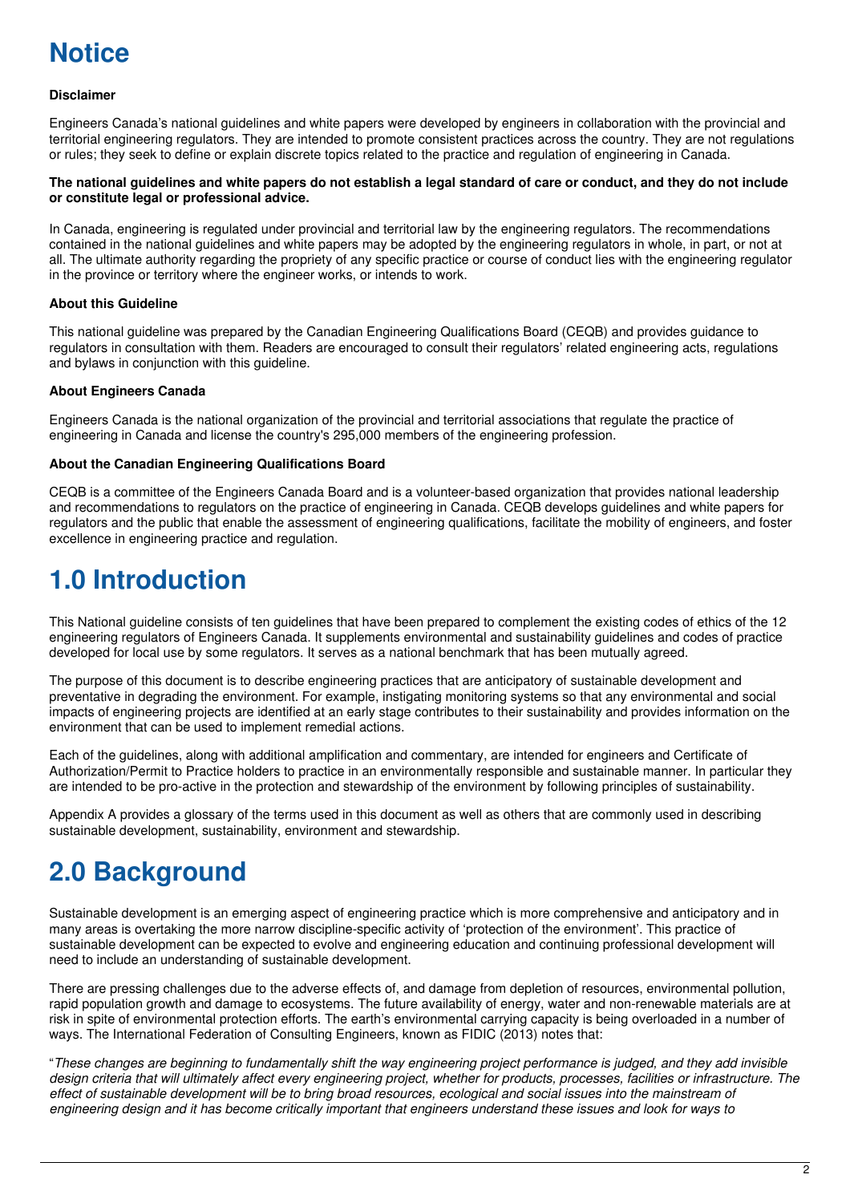# Notice

**Disclaimer**

Engineers Canada's national guidelines and white papers were developed by engineers in collaboration with the provincial and territorial engineering regulators. They are intended to promote consistent practices across the country. They are not regulations or rules; they seek to define or explain discrete topics related to the practice and regulation of engineering in Canada.

**The national guidelines and white papers do not establish a legal standard of care or conduct, and they do not include or constitute legal or professional advice.**

In Canada, engineering is regulated under provincial and territorial law by the engineering regulators. The recommendations contained in the national guidelines and white papers may be adopted by the engineering regulators in whole, in part, or not at all. The ultimate authority regarding the propriety of any specific practice or course of conduct lies with the engineering regulator in the province or territory where the engineer works, or intends to work.

**About this Guideline**

This national guideline was prepared by the Canadian Engineering Qualifications Board (CEQB) and provides guidance to regulators in consultation with them. Readers are encouraged to consult their regulators' related engineering acts, regulations and bylaws in conjunction with this guideline.

**About Engineers Canada**

Engineers Canada is the national organization of the provincial and territorial associations that regulate the practice of engineering in Canada and license the country's 295,000 members of the engineering profession.

**About the Canadian Engineering Qualifications Board**

CEQB is a committee of the Engineers Canada Board and is a volunteer-based organization that provides national leadership and recommendations to regulators on the practice of engineering in Canada. CEQB develops guidelines and white papers for regulators and the public that enable the assessment of engineering qualifications, facilitate the mobility of engineers, and foster excellence in engineering practice and regulation.

# 1.0 Introduction

This National guideline consists of ten guidelines that have been prepared to complement the existing codes of ethics of the 12 engineering regulators of Engineers Canada. It supplements environmental and sustainability guidelines and codes of practice developed for local use by some regulators. It serves as a national benchmark that has been mutually agreed.

The purpose of this document is to describe engineering practices that are anticipatory of sustainable development and preventative in degrading the environment. For example, instigating monitoring systems so that any environmental and social impacts of engineering projects are identified at an early stage contributes to their sustainability and provides information on the environment that can be used to implement remedial actions.

Each of the guidelines, along with additional amplification and commentary, are intended for engineers and Certificate of Authorization/Permit to Practice holders to practice in an environmentally responsible and sustainable manner. In particular they are intended to be pro-active in the protection and stewardship of the environment by following principles of sustainability.

Appendix A provides a glossary of the terms used in this document as well as others that are commonly used in describing sustainable development, sustainability, environment and stewardship.

# 2.0 Background

Sustainable development is an emerging aspect of engineering practice which is more comprehensive and anticipatory and in many areas is overtaking the more narrow discipline-specific activity of 'protection of the environment'. This practice of sustainable development can be expected to evolve and engineering education and continuing professional development will need to include an understanding of sustainable development.

There are pressing challenges due to the adverse effects of, and damage from depletion of resources, environmental pollution, rapid population growth and damage to ecosystems. The future availability of energy, water and non-renewable materials are at risk in spite of environmental protection efforts. The earth's environmental carrying capacity is being overloaded in a number of ways. The International Federation of Consulting Engineers, known as FIDIC (2013) notes that:

"*These changes are beginning to fundamentally shift the way engineering project performance is judged, and they add invisible design criteria that will ultimately affect every engineering project, whether for products, processes, facilities or infrastructure. The effect of sustainable development will be to bring broad resources, ecological and social issues into the mainstream of engineering design and it has become critically important that engineers understand these issues and look for ways to*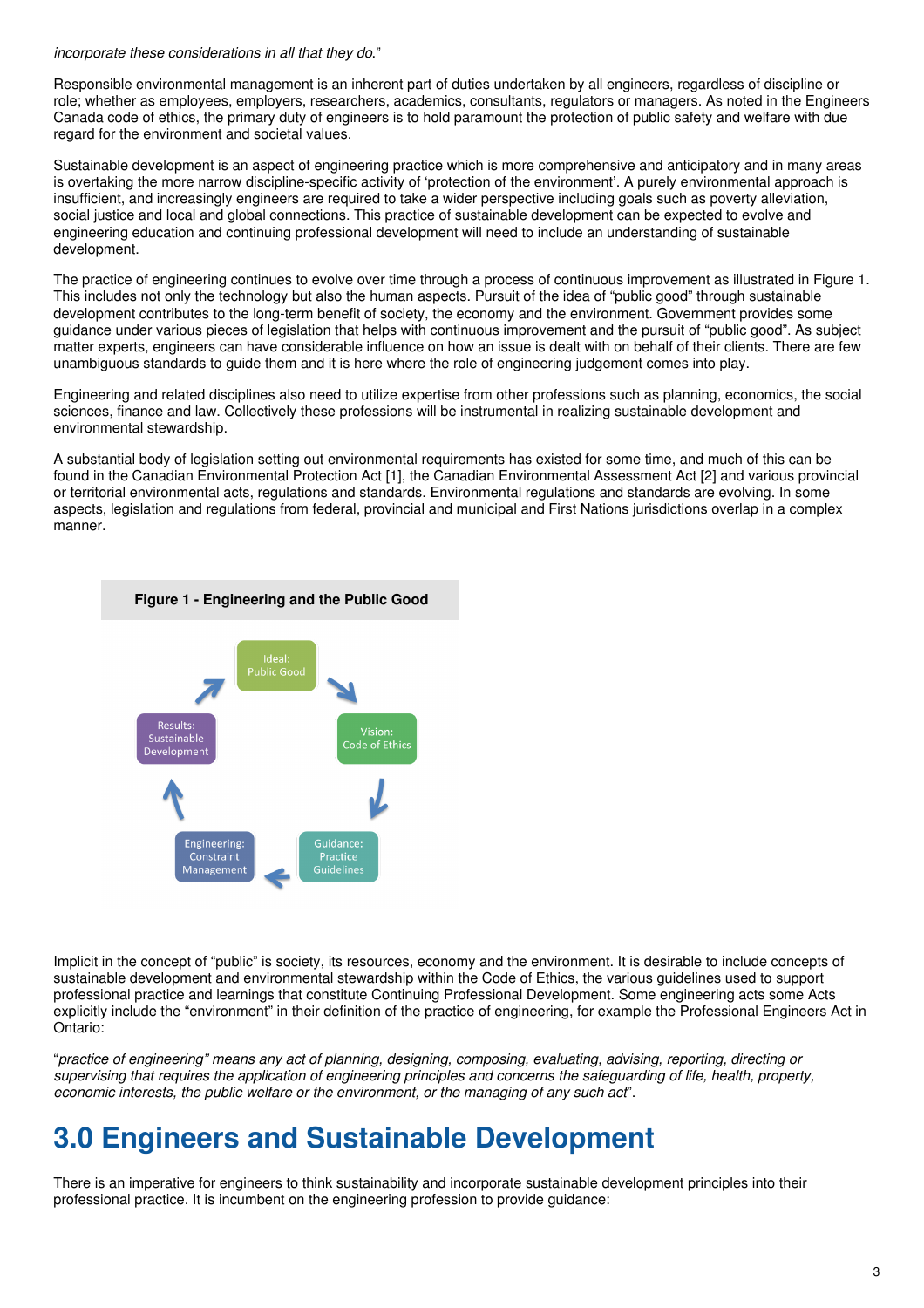*incorporate these considerations in all that they do.*"

Responsible environmental management is an inherent part of duties undertaken by all engineers, regardless of discipline or role; whether as employees, employers, researchers, academics, consultants, regulators or managers. As noted in the Engineers Canada code of ethics, the primary duty of engineers is to hold paramount the protection of public safety and welfare with due regard for the environment and societal values.

Sustainable development is an aspect of engineering practice which is more comprehensive and anticipatory and in many areas is overtaking the more narrow discipline-specific activity of 'protection of the environment'. A purely environmental approach is insufficient, and increasingly engineers are required to take a wider perspective including goals such as poverty alleviation, social justice and local and global connections. This practice of sustainable development can be expected to evolve and engineering education and continuing professional development will need to include an understanding of sustainable development.

The practice of engineering continues to evolve over time through a process of continuous improvement as illustrated in Figure 1. This includes not only the technology but also the human aspects. Pursuit of the idea of "public good" through sustainable development contributes to the long-term benefit of society, the economy and the environment. Government provides some guidance under various pieces of legislation that helps with continuous improvement and the pursuit of "public good". As subject matter experts, engineers can have considerable influence on how an issue is dealt with on behalf of their clients. There are few unambiguous standards to guide them and it is here where the role of engineering judgement comes into play.

Engineering and related disciplines also need to utilize expertise from other professions such as planning, economics, the social sciences, finance and law. Collectively these professions will be instrumental in realizing sustainable development and environmental stewardship.

A substantial body of legislation setting out environmental requirements has existed for some time, and much of this can be found in the Canadian Environmental Protection Act [1], the Canadian Environmental Assessment Act [2] and various provincial or territorial environmental acts, regulations and standards. Environmental regulations and standards are evolving. In some aspects, legislation and regulations from federal, provincial and municipal and First Nations jurisdictions overlap in a complex manner.

**Figure 1 - Engineering and the Public Good**

Ideal: Public Good → Vision: Code of Ethics → Guidance: Practice Guidelines → Engineering: Constraint Management → Results: Sustainable Development → Ideal: Public Good

Implicit in the concept of "public" is society, its resources, economy and the environment. It is desirable to include concepts of sustainable development and environmental stewardship within the Code of Ethics, the various guidelines used to support professional practice and learnings that constitute Continuing Professional Development. Some engineering acts some Acts explicitly include the "environment" in their definition of the practice of engineering, for example the Professional Engineers Act in Ontario:

"*practice of engineering" means any act of planning, designing, composing, evaluating, advising, reporting, directing or supervising that requires the application of engineering principles and concerns the safeguarding of life, health, property, economic interests, the public welfare or the environment, or the managing of any such act*".

# 3.0 Engineers and Sustainable Development

There is an imperative for engineers to think sustainability and incorporate sustainable development principles into their professional practice. It is incumbent on the engineering profession to provide guidance: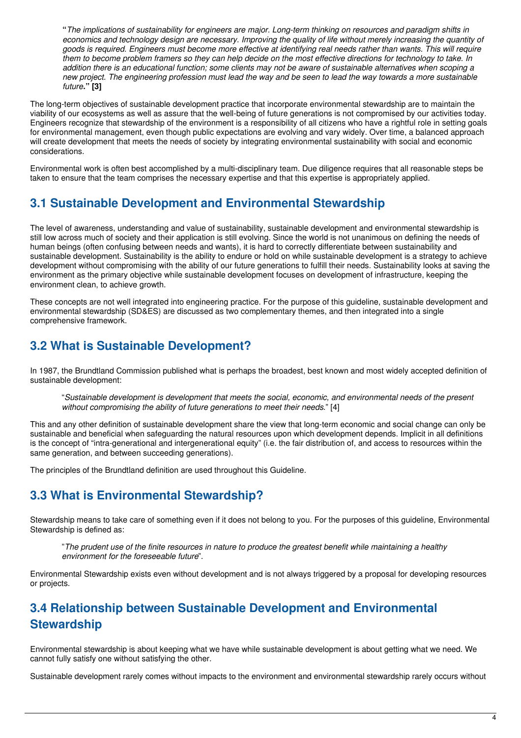"*The implications of sustainability for engineers are major. Long-term thinking on resources and paradigm shifts in economics and technology design are necessary. Improving the quality of life without merely increasing the quantity of goods is required. Engineers must become more effective at identifying real needs rather than wants. This will require them to become problem framers so they can help decide on the most effective directions for technology to take. In addition there is an educational function; some clients may not be aware of sustainable alternatives when scoping a new project. The engineering profession must lead the way and be seen to lead the way towards a more sustainable future*." **[3]**

The long-term objectives of sustainable development practice that incorporate environmental stewardship are to maintain the viability of our ecosystems as well as assure that the well-being of future generations is not compromised by our activities today. Engineers recognize that stewardship of the environment is a responsibility of all citizens who have a rightful role in setting goals for environmental management, even though public expectations are evolving and vary widely. Over time, a balanced approach will create development that meets the needs of society by integrating environmental sustainability with social and economic considerations.

Environmental work is often best accomplished by a multi-disciplinary team. Due diligence requires that all reasonable steps be taken to ensure that the team comprises the necessary expertise and that this expertise is appropriately applied.

## 3.1 Sustainable Development and Environmental Stewardship

The level of awareness, understanding and value of sustainability, sustainable development and environmental stewardship is still low across much of society and their application is still evolving. Since the world is not unanimous on defining the needs of human beings (often confusing between needs and wants), it is hard to correctly differentiate between sustainability and sustainable development. Sustainability is the ability to endure or hold on while sustainable development is a strategy to achieve development without compromising with the ability of our future generations to fulfill their needs. Sustainability looks at saving the environment as the primary objective while sustainable development focuses on development of infrastructure, keeping the environment clean, to achieve growth.

These concepts are not well integrated into engineering practice. For the purpose of this guideline, sustainable development and environmental stewardship (SD&ES) are discussed as two complementary themes, and then integrated into a single comprehensive framework.

## 3.2 What is Sustainable Development?

In 1987, the Brundtland Commission published what is perhaps the broadest, best known and most widely accepted definition of sustainable development:

> "*Sustainable development is development that meets the social, economic, and environmental needs of the present without compromising the ability of future generations to meet their needs*." [4]

This and any other definition of sustainable development share the view that long-term economic and social change can only be sustainable and beneficial when safeguarding the natural resources upon which development depends. Implicit in all definitions is the concept of "intra-generational and intergenerational equity" (i.e. the fair distribution of, and access to resources within the same generation, and between succeeding generations).

The principles of the Brundtland definition are used throughout this Guideline.

## 3.3 What is Environmental Stewardship?

Stewardship means to take care of something even if it does not belong to you. For the purposes of this guideline, Environmental Stewardship is defined as:

> "*The prudent use of the finite resources in nature to produce the greatest benefit while maintaining a healthy environment for the foreseeable future*".

Environmental Stewardship exists even without development and is not always triggered by a proposal for developing resources or projects.

## 3.4 Relationship between Sustainable Development and Environmental Stewardship

Environmental stewardship is about keeping what we have while sustainable development is about getting what we need. We cannot fully satisfy one without satisfying the other.

Sustainable development rarely comes without impacts to the environment and environmental stewardship rarely occurs without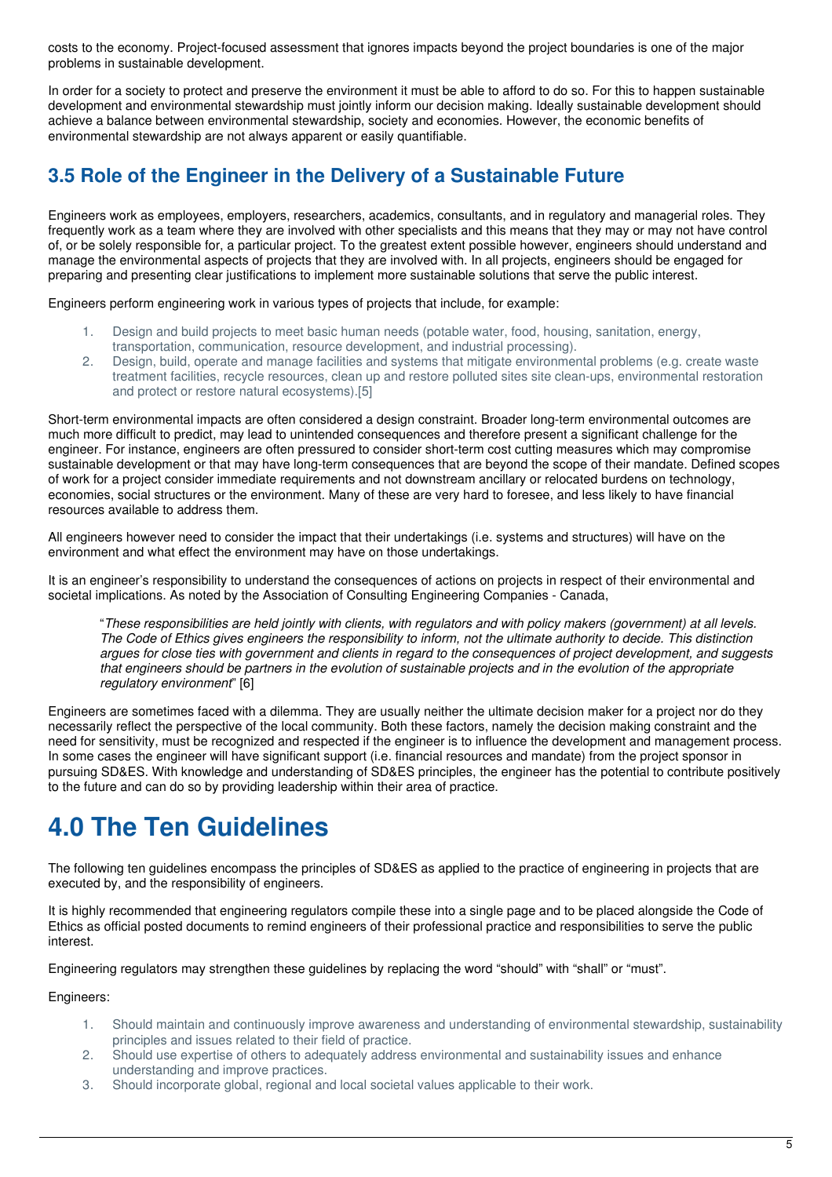costs to the economy. Project-focused assessment that ignores impacts beyond the project boundaries is one of the major problems in sustainable development.

In order for a society to protect and preserve the environment it must be able to afford to do so. For this to happen sustainable development and environmental stewardship must jointly inform our decision making. Ideally sustainable development should achieve a balance between environmental stewardship, society and economies. However, the economic benefits of environmental stewardship are not always apparent or easily quantifiable.

## 3.5 Role of the Engineer in the Delivery of a Sustainable Future

Engineers work as employees, employers, researchers, academics, consultants, and in regulatory and managerial roles. They frequently work as a team where they are involved with other specialists and this means that they may or may not have control of, or be solely responsible for, a particular project. To the greatest extent possible however, engineers should understand and manage the environmental aspects of projects that they are involved with. In all projects, engineers should be engaged for preparing and presenting clear justifications to implement more sustainable solutions that serve the public interest.

Engineers perform engineering work in various types of projects that include, for example:

1. Design and build projects to meet basic human needs (potable water, food, housing, sanitation, energy, transportation, communication, resource development, and industrial processing).
2. Design, build, operate and manage facilities and systems that mitigate environmental problems (e.g. create waste treatment facilities, recycle resources, clean up and restore polluted sites site clean-ups, environmental restoration and protect or restore natural ecosystems).[5]

Short-term environmental impacts are often considered a design constraint. Broader long-term environmental outcomes are much more difficult to predict, may lead to unintended consequences and therefore present a significant challenge for the engineer. For instance, engineers are often pressured to consider short-term cost cutting measures which may compromise sustainable development or that may have long-term consequences that are beyond the scope of their mandate. Defined scopes of work for a project consider immediate requirements and not downstream ancillary or relocated burdens on technology, economies, social structures or the environment. Many of these are very hard to foresee, and less likely to have financial resources available to address them.

All engineers however need to consider the impact that their undertakings (i.e. systems and structures) will have on the environment and what effect the environment may have on those undertakings.

It is an engineer's responsibility to understand the consequences of actions on projects in respect of their environmental and societal implications. As noted by the Association of Consulting Engineering Companies - Canada,

> "*These responsibilities are held jointly with clients, with regulators and with policy makers (government) at all levels. The Code of Ethics gives engineers the responsibility to inform, not the ultimate authority to decide. This distinction argues for close ties with government and clients in regard to the consequences of project development, and suggests that engineers should be partners in the evolution of sustainable projects and in the evolution of the appropriate regulatory environment*" [6]

Engineers are sometimes faced with a dilemma. They are usually neither the ultimate decision maker for a project nor do they necessarily reflect the perspective of the local community. Both these factors, namely the decision making constraint and the need for sensitivity, must be recognized and respected if the engineer is to influence the development and management process. In some cases the engineer will have significant support (i.e. financial resources and mandate) from the project sponsor in pursuing SD&ES. With knowledge and understanding of SD&ES principles, the engineer has the potential to contribute positively to the future and can do so by providing leadership within their area of practice.

# 4.0 The Ten Guidelines

The following ten guidelines encompass the principles of SD&ES as applied to the practice of engineering in projects that are executed by, and the responsibility of engineers.

It is highly recommended that engineering regulators compile these into a single page and to be placed alongside the Code of Ethics as official posted documents to remind engineers of their professional practice and responsibilities to serve the public interest.

Engineering regulators may strengthen these guidelines by replacing the word "should" with "shall" or "must".

Engineers:

1. Should maintain and continuously improve awareness and understanding of environmental stewardship, sustainability principles and issues related to their field of practice.
2. Should use expertise of others to adequately address environmental and sustainability issues and enhance understanding and improve practices.
3. Should incorporate global, regional and local societal values applicable to their work.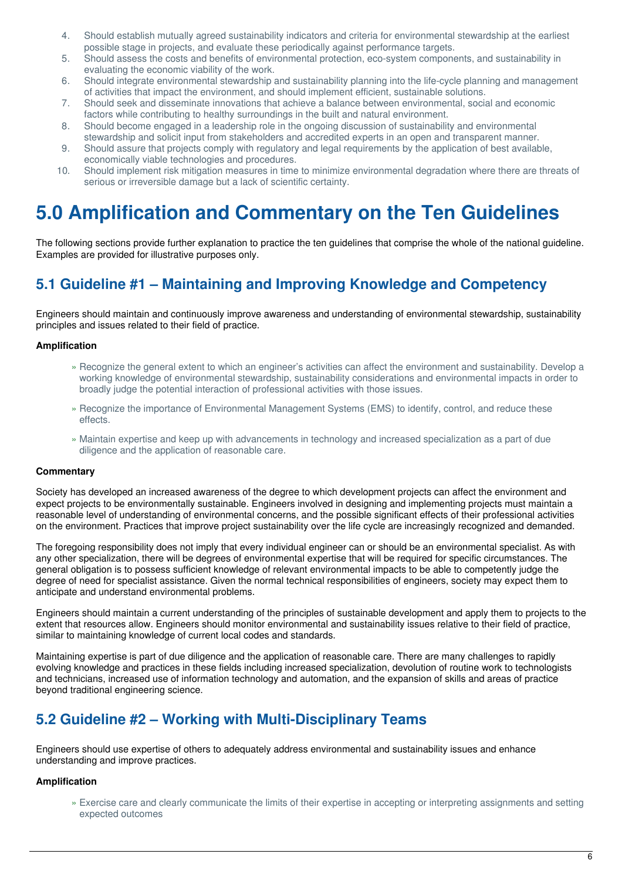4. Should establish mutually agreed sustainability indicators and criteria for environmental stewardship at the earliest possible stage in projects, and evaluate these periodically against performance targets.
5. Should assess the costs and benefits of environmental protection, eco-system components, and sustainability in evaluating the economic viability of the work.
6. Should integrate environmental stewardship and sustainability planning into the life-cycle planning and management of activities that impact the environment, and should implement efficient, sustainable solutions.
7. Should seek and disseminate innovations that achieve a balance between environmental, social and economic factors while contributing to healthy surroundings in the built and natural environment.
8. Should become engaged in a leadership role in the ongoing discussion of sustainability and environmental stewardship and solicit input from stakeholders and accredited experts in an open and transparent manner.
9. Should assure that projects comply with regulatory and legal requirements by the application of best available, economically viable technologies and procedures.
10. Should implement risk mitigation measures in time to minimize environmental degradation where there are threats of serious or irreversible damage but a lack of scientific certainty.

# 5.0 Amplification and Commentary on the Ten Guidelines

The following sections provide further explanation to practice the ten guidelines that comprise the whole of the national guideline. Examples are provided for illustrative purposes only.

## 5.1 Guideline #1 – Maintaining and Improving Knowledge and Competency

Engineers should maintain and continuously improve awareness and understanding of environmental stewardship, sustainability principles and issues related to their field of practice.

**Amplification**

- Recognize the general extent to which an engineer's activities can affect the environment and sustainability. Develop a working knowledge of environmental stewardship, sustainability considerations and environmental impacts in order to broadly judge the potential interaction of professional activities with those issues.
- Recognize the importance of Environmental Management Systems (EMS) to identify, control, and reduce these effects.
- Maintain expertise and keep up with advancements in technology and increased specialization as a part of due diligence and the application of reasonable care.

**Commentary**

Society has developed an increased awareness of the degree to which development projects can affect the environment and expect projects to be environmentally sustainable. Engineers involved in designing and implementing projects must maintain a reasonable level of understanding of environmental concerns, and the possible significant effects of their professional activities on the environment. Practices that improve project sustainability over the life cycle are increasingly recognized and demanded.

The foregoing responsibility does not imply that every individual engineer can or should be an environmental specialist. As with any other specialization, there will be degrees of environmental expertise that will be required for specific circumstances. The general obligation is to possess sufficient knowledge of relevant environmental impacts to be able to competently judge the degree of need for specialist assistance. Given the normal technical responsibilities of engineers, society may expect them to anticipate and understand environmental problems.

Engineers should maintain a current understanding of the principles of sustainable development and apply them to projects to the extent that resources allow. Engineers should monitor environmental and sustainability issues relative to their field of practice, similar to maintaining knowledge of current local codes and standards.

Maintaining expertise is part of due diligence and the application of reasonable care. There are many challenges to rapidly evolving knowledge and practices in these fields including increased specialization, devolution of routine work to technologists and technicians, increased use of information technology and automation, and the expansion of skills and areas of practice beyond traditional engineering science.

## 5.2 Guideline #2 – Working with Multi-Disciplinary Teams

Engineers should use expertise of others to adequately address environmental and sustainability issues and enhance understanding and improve practices.

**Amplification**

- Exercise care and clearly communicate the limits of their expertise in accepting or interpreting assignments and setting expected outcomes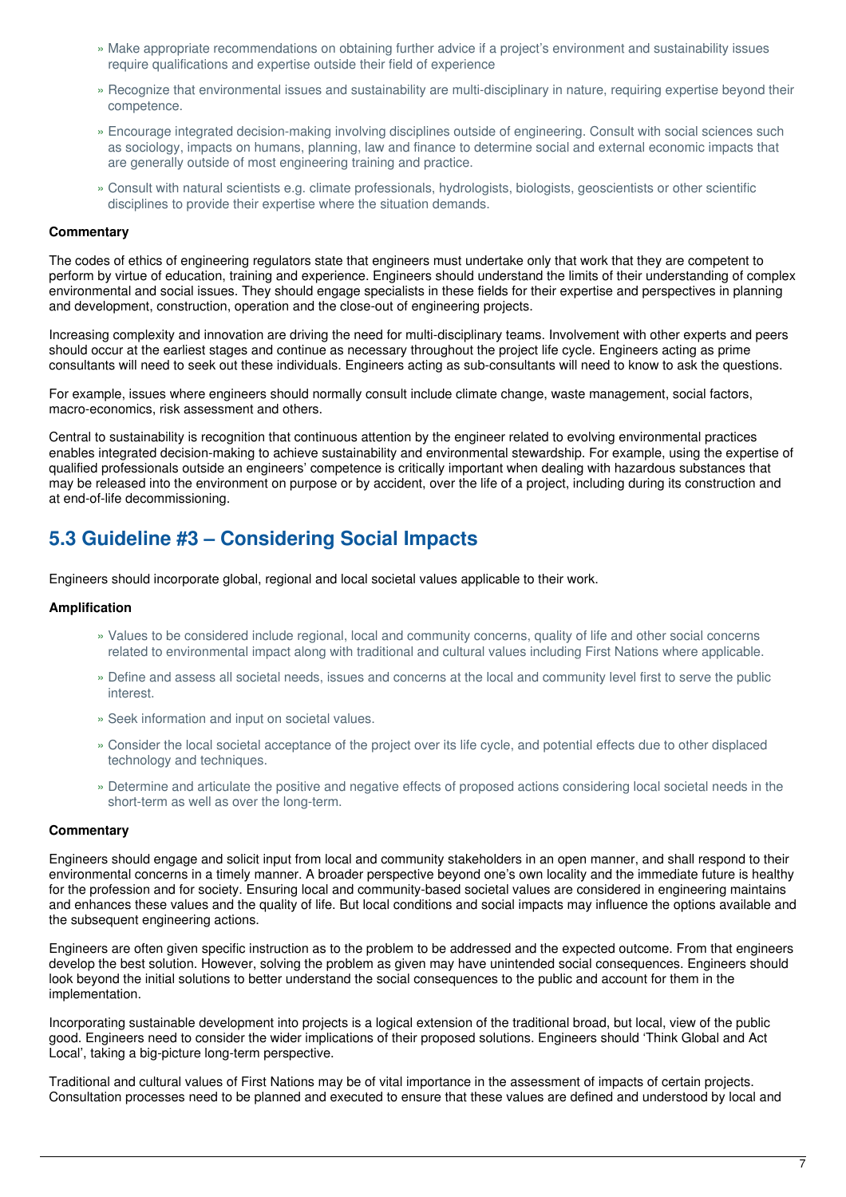- Make appropriate recommendations on obtaining further advice if a project's environment and sustainability issues require qualifications and expertise outside their field of experience
- Recognize that environmental issues and sustainability are multi-disciplinary in nature, requiring expertise beyond their competence.
- Encourage integrated decision-making involving disciplines outside of engineering. Consult with social sciences such as sociology, impacts on humans, planning, law and finance to determine social and external economic impacts that are generally outside of most engineering training and practice.
- Consult with natural scientists e.g. climate professionals, hydrologists, biologists, geoscientists or other scientific disciplines to provide their expertise where the situation demands.

**Commentary**

The codes of ethics of engineering regulators state that engineers must undertake only that work that they are competent to perform by virtue of education, training and experience. Engineers should understand the limits of their understanding of complex environmental and social issues. They should engage specialists in these fields for their expertise and perspectives in planning and development, construction, operation and the close-out of engineering projects.

Increasing complexity and innovation are driving the need for multi-disciplinary teams. Involvement with other experts and peers should occur at the earliest stages and continue as necessary throughout the project life cycle. Engineers acting as prime consultants will need to seek out these individuals. Engineers acting as sub-consultants will need to know to ask the questions.

For example, issues where engineers should normally consult include climate change, waste management, social factors, macro-economics, risk assessment and others.

Central to sustainability is recognition that continuous attention by the engineer related to evolving environmental practices enables integrated decision-making to achieve sustainability and environmental stewardship. For example, using the expertise of qualified professionals outside an engineers' competence is critically important when dealing with hazardous substances that may be released into the environment on purpose or by accident, over the life of a project, including during its construction and at end-of-life decommissioning.

## 5.3 Guideline #3 – Considering Social Impacts

Engineers should incorporate global, regional and local societal values applicable to their work.

**Amplification**

- Values to be considered include regional, local and community concerns, quality of life and other social concerns related to environmental impact along with traditional and cultural values including First Nations where applicable.
- Define and assess all societal needs, issues and concerns at the local and community level first to serve the public interest.
- Seek information and input on societal values.
- Consider the local societal acceptance of the project over its life cycle, and potential effects due to other displaced technology and techniques.
- Determine and articulate the positive and negative effects of proposed actions considering local societal needs in the short-term as well as over the long-term.

**Commentary**

Engineers should engage and solicit input from local and community stakeholders in an open manner, and shall respond to their environmental concerns in a timely manner. A broader perspective beyond one's own locality and the immediate future is healthy for the profession and for society. Ensuring local and community-based societal values are considered in engineering maintains and enhances these values and the quality of life. But local conditions and social impacts may influence the options available and the subsequent engineering actions.

Engineers are often given specific instruction as to the problem to be addressed and the expected outcome. From that engineers develop the best solution. However, solving the problem as given may have unintended social consequences. Engineers should look beyond the initial solutions to better understand the social consequences to the public and account for them in the implementation.

Incorporating sustainable development into projects is a logical extension of the traditional broad, but local, view of the public good. Engineers need to consider the wider implications of their proposed solutions. Engineers should 'Think Global and Act Local', taking a big-picture long-term perspective.

Traditional and cultural values of First Nations may be of vital importance in the assessment of impacts of certain projects. Consultation processes need to be planned and executed to ensure that these values are defined and understood by local and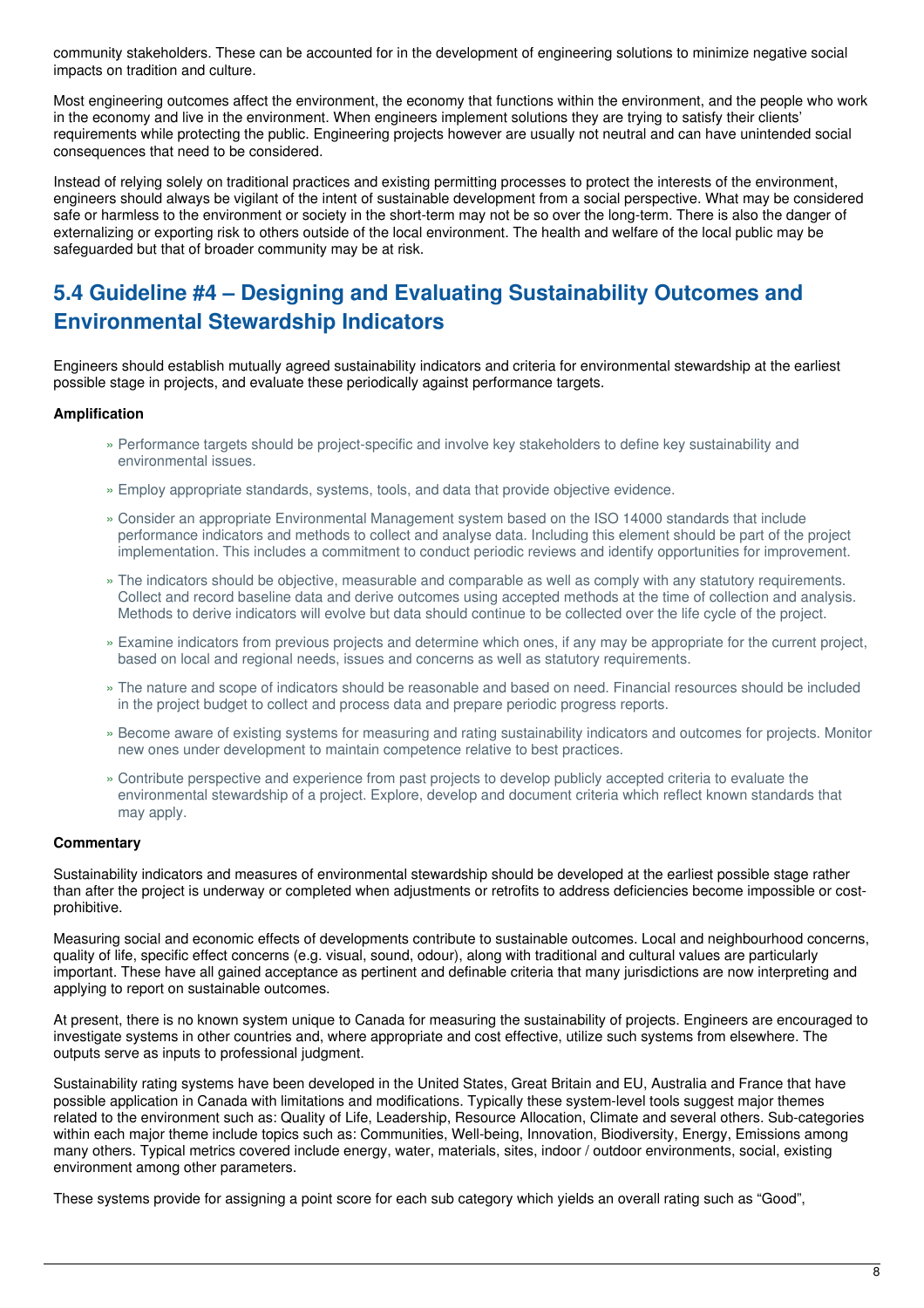community stakeholders. These can be accounted for in the development of engineering solutions to minimize negative social impacts on tradition and culture.

Most engineering outcomes affect the environment, the economy that functions within the environment, and the people who work in the economy and live in the environment. When engineers implement solutions they are trying to satisfy their clients' requirements while protecting the public. Engineering projects however are usually not neutral and can have unintended social consequences that need to be considered.

Instead of relying solely on traditional practices and existing permitting processes to protect the interests of the environment, engineers should always be vigilant of the intent of sustainable development from a social perspective. What may be considered safe or harmless to the environment or society in the short-term may not be so over the long-term. There is also the danger of externalizing or exporting risk to others outside of the local environment. The health and welfare of the local public may be safeguarded but that of broader community may be at risk.

## 5.4 Guideline #4 – Designing and Evaluating Sustainability Outcomes and Environmental Stewardship Indicators

Engineers should establish mutually agreed sustainability indicators and criteria for environmental stewardship at the earliest possible stage in projects, and evaluate these periodically against performance targets.

**Amplification**

- Performance targets should be project-specific and involve key stakeholders to define key sustainability and environmental issues.
- Employ appropriate standards, systems, tools, and data that provide objective evidence.
- Consider an appropriate Environmental Management system based on the ISO 14000 standards that include performance indicators and methods to collect and analyse data. Including this element should be part of the project implementation. This includes a commitment to conduct periodic reviews and identify opportunities for improvement.
- The indicators should be objective, measurable and comparable as well as comply with any statutory requirements. Collect and record baseline data and derive outcomes using accepted methods at the time of collection and analysis. Methods to derive indicators will evolve but data should continue to be collected over the life cycle of the project.
- Examine indicators from previous projects and determine which ones, if any may be appropriate for the current project, based on local and regional needs, issues and concerns as well as statutory requirements.
- The nature and scope of indicators should be reasonable and based on need. Financial resources should be included in the project budget to collect and process data and prepare periodic progress reports.
- Become aware of existing systems for measuring and rating sustainability indicators and outcomes for projects. Monitor new ones under development to maintain competence relative to best practices.
- Contribute perspective and experience from past projects to develop publicly accepted criteria to evaluate the environmental stewardship of a project. Explore, develop and document criteria which reflect known standards that may apply.

**Commentary**

Sustainability indicators and measures of environmental stewardship should be developed at the earliest possible stage rather than after the project is underway or completed when adjustments or retrofits to address deficiencies become impossible or cost-prohibitive.

Measuring social and economic effects of developments contribute to sustainable outcomes. Local and neighbourhood concerns, quality of life, specific effect concerns (e.g. visual, sound, odour), along with traditional and cultural values are particularly important. These have all gained acceptance as pertinent and definable criteria that many jurisdictions are now interpreting and applying to report on sustainable outcomes.

At present, there is no known system unique to Canada for measuring the sustainability of projects. Engineers are encouraged to investigate systems in other countries and, where appropriate and cost effective, utilize such systems from elsewhere. The outputs serve as inputs to professional judgment.

Sustainability rating systems have been developed in the United States, Great Britain and EU, Australia and France that have possible application in Canada with limitations and modifications. Typically these system-level tools suggest major themes related to the environment such as: Quality of Life, Leadership, Resource Allocation, Climate and several others. Sub-categories within each major theme include topics such as: Communities, Well-being, Innovation, Biodiversity, Energy, Emissions among many others. Typical metrics covered include energy, water, materials, sites, indoor / outdoor environments, social, existing environment among other parameters.

These systems provide for assigning a point score for each sub category which yields an overall rating such as "Good",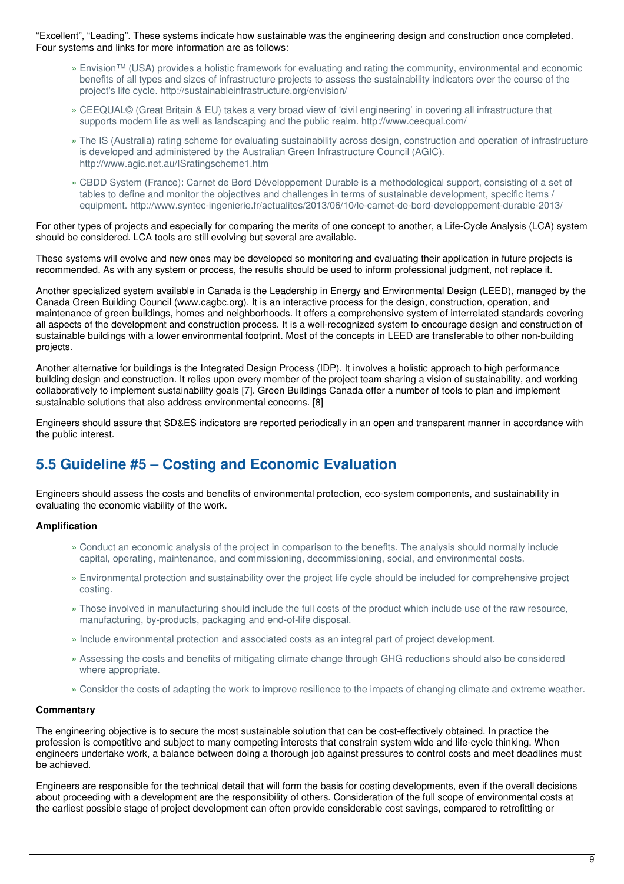"Excellent", "Leading". These systems indicate how sustainable was the engineering design and construction once completed. Four systems and links for more information are as follows:

- Envision™ (USA) provides a holistic framework for evaluating and rating the community, environmental and economic benefits of all types and sizes of infrastructure projects to assess the sustainability indicators over the course of the project's life cycle. http://sustainableinfrastructure.org/envision/
- CEEQUAL© (Great Britain & EU) takes a very broad view of 'civil engineering' in covering all infrastructure that supports modern life as well as landscaping and the public realm. http://www.ceequal.com/
- The IS (Australia) rating scheme for evaluating sustainability across design, construction and operation of infrastructure is developed and administered by the Australian Green Infrastructure Council (AGIC). http://www.agic.net.au/ISratingscheme1.htm
- CBDD System (France): Carnet de Bord Développement Durable is a methodological support, consisting of a set of tables to define and monitor the objectives and challenges in terms of sustainable development, specific items / equipment. http://www.syntec-ingenierie.fr/actualites/2013/06/10/le-carnet-de-bord-developpement-durable-2013/

For other types of projects and especially for comparing the merits of one concept to another, a Life-Cycle Analysis (LCA) system should be considered. LCA tools are still evolving but several are available.

These systems will evolve and new ones may be developed so monitoring and evaluating their application in future projects is recommended. As with any system or process, the results should be used to inform professional judgment, not replace it.

Another specialized system available in Canada is the Leadership in Energy and Environmental Design (LEED), managed by the Canada Green Building Council (www.cagbc.org). It is an interactive process for the design, construction, operation, and maintenance of green buildings, homes and neighborhoods. It offers a comprehensive system of interrelated standards covering all aspects of the development and construction process. It is a well-recognized system to encourage design and construction of sustainable buildings with a lower environmental footprint. Most of the concepts in LEED are transferable to other non-building projects.

Another alternative for buildings is the Integrated Design Process (IDP). It involves a holistic approach to high performance building design and construction. It relies upon every member of the project team sharing a vision of sustainability, and working collaboratively to implement sustainability goals [7]. Green Buildings Canada offer a number of tools to plan and implement sustainable solutions that also address environmental concerns. [8]

Engineers should assure that SD&ES indicators are reported periodically in an open and transparent manner in accordance with the public interest.

## 5.5 Guideline #5 – Costing and Economic Evaluation

Engineers should assess the costs and benefits of environmental protection, eco-system components, and sustainability in evaluating the economic viability of the work.

**Amplification**

- Conduct an economic analysis of the project in comparison to the benefits. The analysis should normally include capital, operating, maintenance, and commissioning, decommissioning, social, and environmental costs.
- Environmental protection and sustainability over the project life cycle should be included for comprehensive project costing.
- Those involved in manufacturing should include the full costs of the product which include use of the raw resource, manufacturing, by-products, packaging and end-of-life disposal.
- Include environmental protection and associated costs as an integral part of project development.
- Assessing the costs and benefits of mitigating climate change through GHG reductions should also be considered where appropriate.
- Consider the costs of adapting the work to improve resilience to the impacts of changing climate and extreme weather.

**Commentary**

The engineering objective is to secure the most sustainable solution that can be cost-effectively obtained. In practice the profession is competitive and subject to many competing interests that constrain system wide and life-cycle thinking. When engineers undertake work, a balance between doing a thorough job against pressures to control costs and meet deadlines must be achieved.

Engineers are responsible for the technical detail that will form the basis for costing developments, even if the overall decisions about proceeding with a development are the responsibility of others. Consideration of the full scope of environmental costs at the earliest possible stage of project development can often provide considerable cost savings, compared to retrofitting or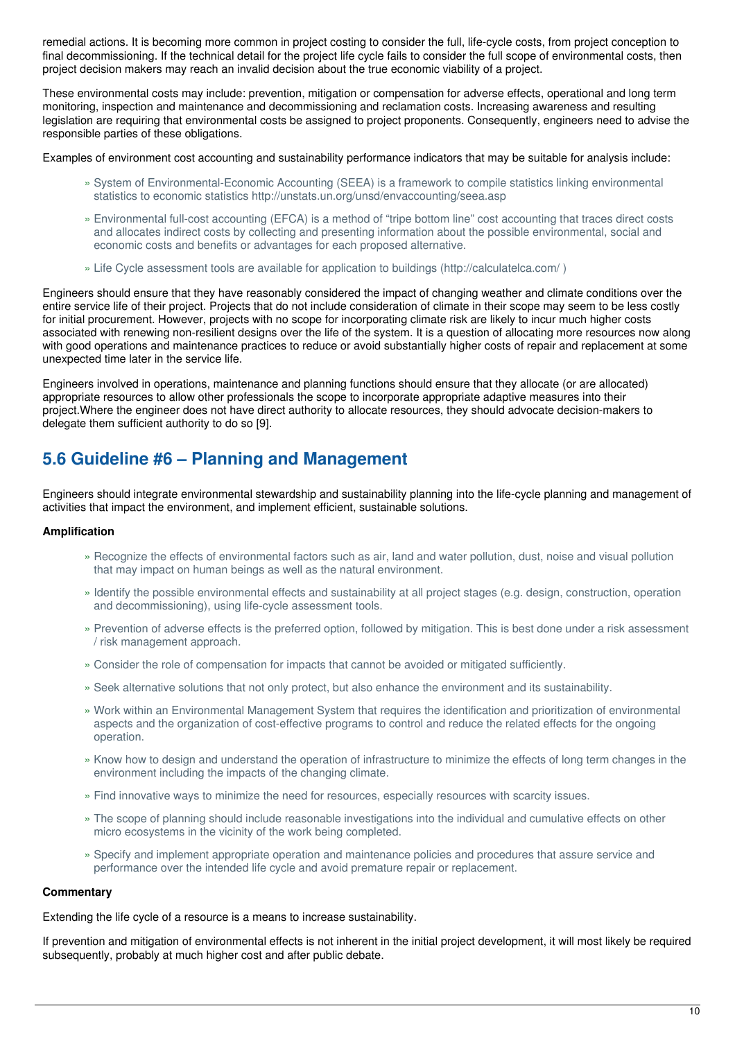remedial actions. It is becoming more common in project costing to consider the full, life-cycle costs, from project conception to final decommissioning. If the technical detail for the project life cycle fails to consider the full scope of environmental costs, then project decision makers may reach an invalid decision about the true economic viability of a project.

These environmental costs may include: prevention, mitigation or compensation for adverse effects, operational and long term monitoring, inspection and maintenance and decommissioning and reclamation costs. Increasing awareness and resulting legislation are requiring that environmental costs be assigned to project proponents. Consequently, engineers need to advise the responsible parties of these obligations.

Examples of environment cost accounting and sustainability performance indicators that may be suitable for analysis include:

- System of Environmental-Economic Accounting (SEEA) is a framework to compile statistics linking environmental statistics to economic statistics http://unstats.un.org/unsd/envaccounting/seea.asp
- Environmental full-cost accounting (EFCA) is a method of "tripe bottom line" cost accounting that traces direct costs and allocates indirect costs by collecting and presenting information about the possible environmental, social and economic costs and benefits or advantages for each proposed alternative.
- Life Cycle assessment tools are available for application to buildings (http://calculatelca.com/ )

Engineers should ensure that they have reasonably considered the impact of changing weather and climate conditions over the entire service life of their project. Projects that do not include consideration of climate in their scope may seem to be less costly for initial procurement. However, projects with no scope for incorporating climate risk are likely to incur much higher costs associated with renewing non-resilient designs over the life of the system. It is a question of allocating more resources now along with good operations and maintenance practices to reduce or avoid substantially higher costs of repair and replacement at some unexpected time later in the service life.

Engineers involved in operations, maintenance and planning functions should ensure that they allocate (or are allocated) appropriate resources to allow other professionals the scope to incorporate appropriate adaptive measures into their project.Where the engineer does not have direct authority to allocate resources, they should advocate decision-makers to delegate them sufficient authority to do so [9].

## 5.6 Guideline #6 – Planning and Management

Engineers should integrate environmental stewardship and sustainability planning into the life-cycle planning and management of activities that impact the environment, and implement efficient, sustainable solutions.

**Amplification**

- Recognize the effects of environmental factors such as air, land and water pollution, dust, noise and visual pollution that may impact on human beings as well as the natural environment.
- Identify the possible environmental effects and sustainability at all project stages (e.g. design, construction, operation and decommissioning), using life-cycle assessment tools.
- Prevention of adverse effects is the preferred option, followed by mitigation. This is best done under a risk assessment / risk management approach.
- Consider the role of compensation for impacts that cannot be avoided or mitigated sufficiently.
- Seek alternative solutions that not only protect, but also enhance the environment and its sustainability.
- Work within an Environmental Management System that requires the identification and prioritization of environmental aspects and the organization of cost-effective programs to control and reduce the related effects for the ongoing operation.
- Know how to design and understand the operation of infrastructure to minimize the effects of long term changes in the environment including the impacts of the changing climate.
- Find innovative ways to minimize the need for resources, especially resources with scarcity issues.
- The scope of planning should include reasonable investigations into the individual and cumulative effects on other micro ecosystems in the vicinity of the work being completed.
- Specify and implement appropriate operation and maintenance policies and procedures that assure service and performance over the intended life cycle and avoid premature repair or replacement.

**Commentary**

Extending the life cycle of a resource is a means to increase sustainability.

If prevention and mitigation of environmental effects is not inherent in the initial project development, it will most likely be required subsequently, probably at much higher cost and after public debate.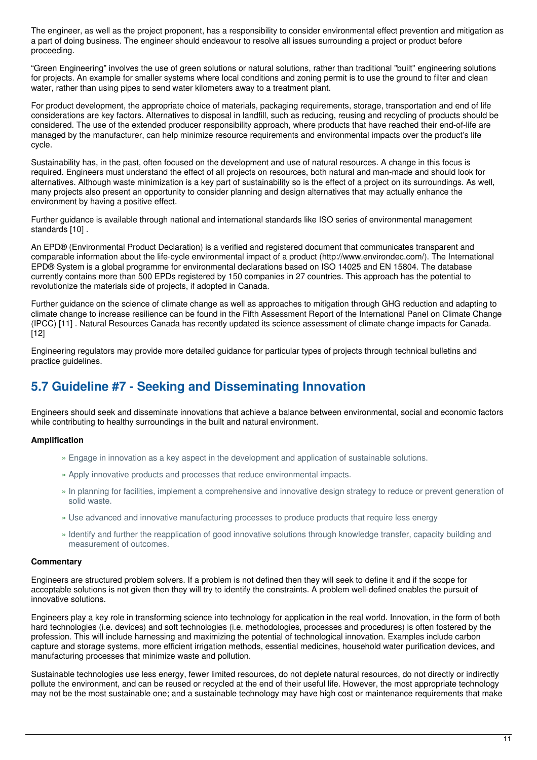The engineer, as well as the project proponent, has a responsibility to consider environmental effect prevention and mitigation as a part of doing business. The engineer should endeavour to resolve all issues surrounding a project or product before proceeding.

"Green Engineering" involves the use of green solutions or natural solutions, rather than traditional "built" engineering solutions for projects. An example for smaller systems where local conditions and zoning permit is to use the ground to filter and clean water, rather than using pipes to send water kilometers away to a treatment plant.

For product development, the appropriate choice of materials, packaging requirements, storage, transportation and end of life considerations are key factors. Alternatives to disposal in landfill, such as reducing, reusing and recycling of products should be considered. The use of the extended producer responsibility approach, where products that have reached their end-of-life are managed by the manufacturer, can help minimize resource requirements and environmental impacts over the product's life cycle.

Sustainability has, in the past, often focused on the development and use of natural resources. A change in this focus is required. Engineers must understand the effect of all projects on resources, both natural and man-made and should look for alternatives. Although waste minimization is a key part of sustainability so is the effect of a project on its surroundings. As well, many projects also present an opportunity to consider planning and design alternatives that may actually enhance the environment by having a positive effect.

Further guidance is available through national and international standards like ISO series of environmental management standards [10] .

An EPD® (Environmental Product Declaration) is a verified and registered document that communicates transparent and comparable information about the life-cycle environmental impact of a product (http://www.environdec.com/). The International EPD® System is a global programme for environmental declarations based on ISO 14025 and EN 15804. The database currently contains more than 500 EPDs registered by 150 companies in 27 countries. This approach has the potential to revolutionize the materials side of projects, if adopted in Canada.

Further guidance on the science of climate change as well as approaches to mitigation through GHG reduction and adapting to climate change to increase resilience can be found in the Fifth Assessment Report of the International Panel on Climate Change (IPCC) [11] . Natural Resources Canada has recently updated its science assessment of climate change impacts for Canada. [12]

Engineering regulators may provide more detailed guidance for particular types of projects through technical bulletins and practice guidelines.

## 5.7 Guideline #7 - Seeking and Disseminating Innovation

Engineers should seek and disseminate innovations that achieve a balance between environmental, social and economic factors while contributing to healthy surroundings in the built and natural environment.

**Amplification**

- Engage in innovation as a key aspect in the development and application of sustainable solutions.
- Apply innovative products and processes that reduce environmental impacts.
- In planning for facilities, implement a comprehensive and innovative design strategy to reduce or prevent generation of solid waste.
- Use advanced and innovative manufacturing processes to produce products that require less energy
- Identify and further the reapplication of good innovative solutions through knowledge transfer, capacity building and measurement of outcomes.

**Commentary**

Engineers are structured problem solvers. If a problem is not defined then they will seek to define it and if the scope for acceptable solutions is not given then they will try to identify the constraints. A problem well-defined enables the pursuit of innovative solutions.

Engineers play a key role in transforming science into technology for application in the real world. Innovation, in the form of both hard technologies (i.e. devices) and soft technologies (i.e. methodologies, processes and procedures) is often fostered by the profession. This will include harnessing and maximizing the potential of technological innovation. Examples include carbon capture and storage systems, more efficient irrigation methods, essential medicines, household water purification devices, and manufacturing processes that minimize waste and pollution.

Sustainable technologies use less energy, fewer limited resources, do not deplete natural resources, do not directly or indirectly pollute the environment, and can be reused or recycled at the end of their useful life. However, the most appropriate technology may not be the most sustainable one; and a sustainable technology may have high cost or maintenance requirements that make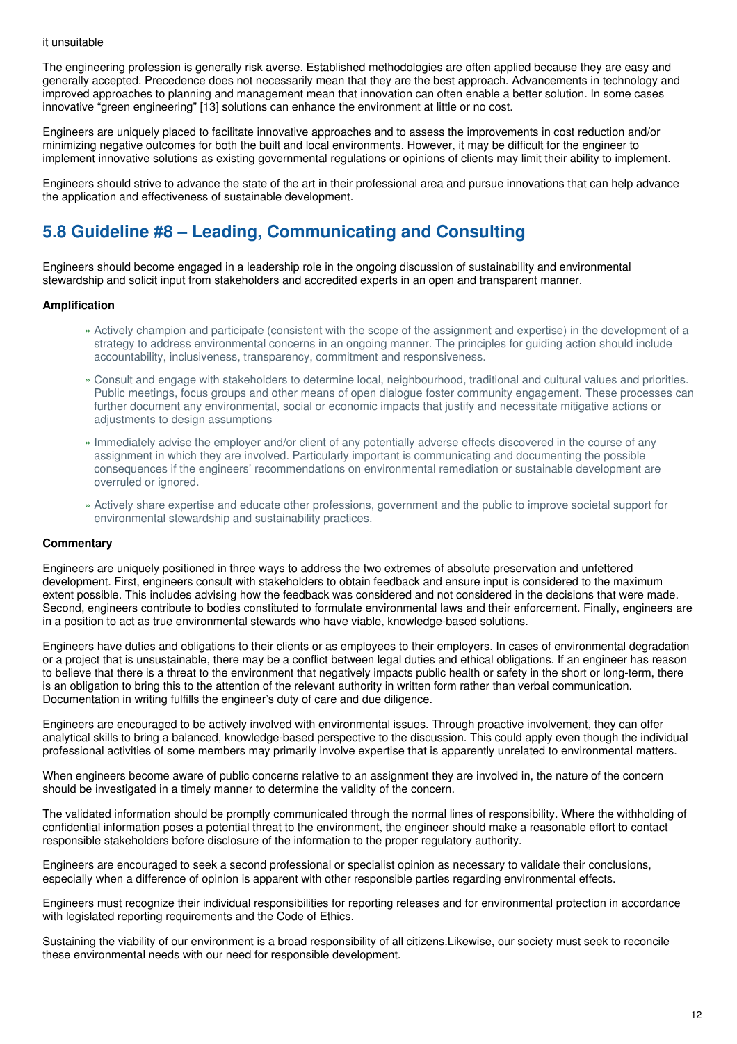it unsuitable

The engineering profession is generally risk averse. Established methodologies are often applied because they are easy and generally accepted. Precedence does not necessarily mean that they are the best approach. Advancements in technology and improved approaches to planning and management mean that innovation can often enable a better solution. In some cases innovative "green engineering" [13] solutions can enhance the environment at little or no cost.

Engineers are uniquely placed to facilitate innovative approaches and to assess the improvements in cost reduction and/or minimizing negative outcomes for both the built and local environments. However, it may be difficult for the engineer to implement innovative solutions as existing governmental regulations or opinions of clients may limit their ability to implement.

Engineers should strive to advance the state of the art in their professional area and pursue innovations that can help advance the application and effectiveness of sustainable development.

## 5.8 Guideline #8 – Leading, Communicating and Consulting

Engineers should become engaged in a leadership role in the ongoing discussion of sustainability and environmental stewardship and solicit input from stakeholders and accredited experts in an open and transparent manner.

**Amplification**

- Actively champion and participate (consistent with the scope of the assignment and expertise) in the development of a strategy to address environmental concerns in an ongoing manner. The principles for guiding action should include accountability, inclusiveness, transparency, commitment and responsiveness.
- Consult and engage with stakeholders to determine local, neighbourhood, traditional and cultural values and priorities. Public meetings, focus groups and other means of open dialogue foster community engagement. These processes can further document any environmental, social or economic impacts that justify and necessitate mitigative actions or adjustments to design assumptions
- Immediately advise the employer and/or client of any potentially adverse effects discovered in the course of any assignment in which they are involved. Particularly important is communicating and documenting the possible consequences if the engineers' recommendations on environmental remediation or sustainable development are overruled or ignored.
- Actively share expertise and educate other professions, government and the public to improve societal support for environmental stewardship and sustainability practices.

**Commentary**

Engineers are uniquely positioned in three ways to address the two extremes of absolute preservation and unfettered development. First, engineers consult with stakeholders to obtain feedback and ensure input is considered to the maximum extent possible. This includes advising how the feedback was considered and not considered in the decisions that were made. Second, engineers contribute to bodies constituted to formulate environmental laws and their enforcement. Finally, engineers are in a position to act as true environmental stewards who have viable, knowledge-based solutions.

Engineers have duties and obligations to their clients or as employees to their employers. In cases of environmental degradation or a project that is unsustainable, there may be a conflict between legal duties and ethical obligations. If an engineer has reason to believe that there is a threat to the environment that negatively impacts public health or safety in the short or long-term, there is an obligation to bring this to the attention of the relevant authority in written form rather than verbal communication. Documentation in writing fulfills the engineer's duty of care and due diligence.

Engineers are encouraged to be actively involved with environmental issues. Through proactive involvement, they can offer analytical skills to bring a balanced, knowledge-based perspective to the discussion. This could apply even though the individual professional activities of some members may primarily involve expertise that is apparently unrelated to environmental matters.

When engineers become aware of public concerns relative to an assignment they are involved in, the nature of the concern should be investigated in a timely manner to determine the validity of the concern.

The validated information should be promptly communicated through the normal lines of responsibility. Where the withholding of confidential information poses a potential threat to the environment, the engineer should make a reasonable effort to contact responsible stakeholders before disclosure of the information to the proper regulatory authority.

Engineers are encouraged to seek a second professional or specialist opinion as necessary to validate their conclusions, especially when a difference of opinion is apparent with other responsible parties regarding environmental effects.

Engineers must recognize their individual responsibilities for reporting releases and for environmental protection in accordance with legislated reporting requirements and the Code of Ethics.

Sustaining the viability of our environment is a broad responsibility of all citizens.Likewise, our society must seek to reconcile these environmental needs with our need for responsible development.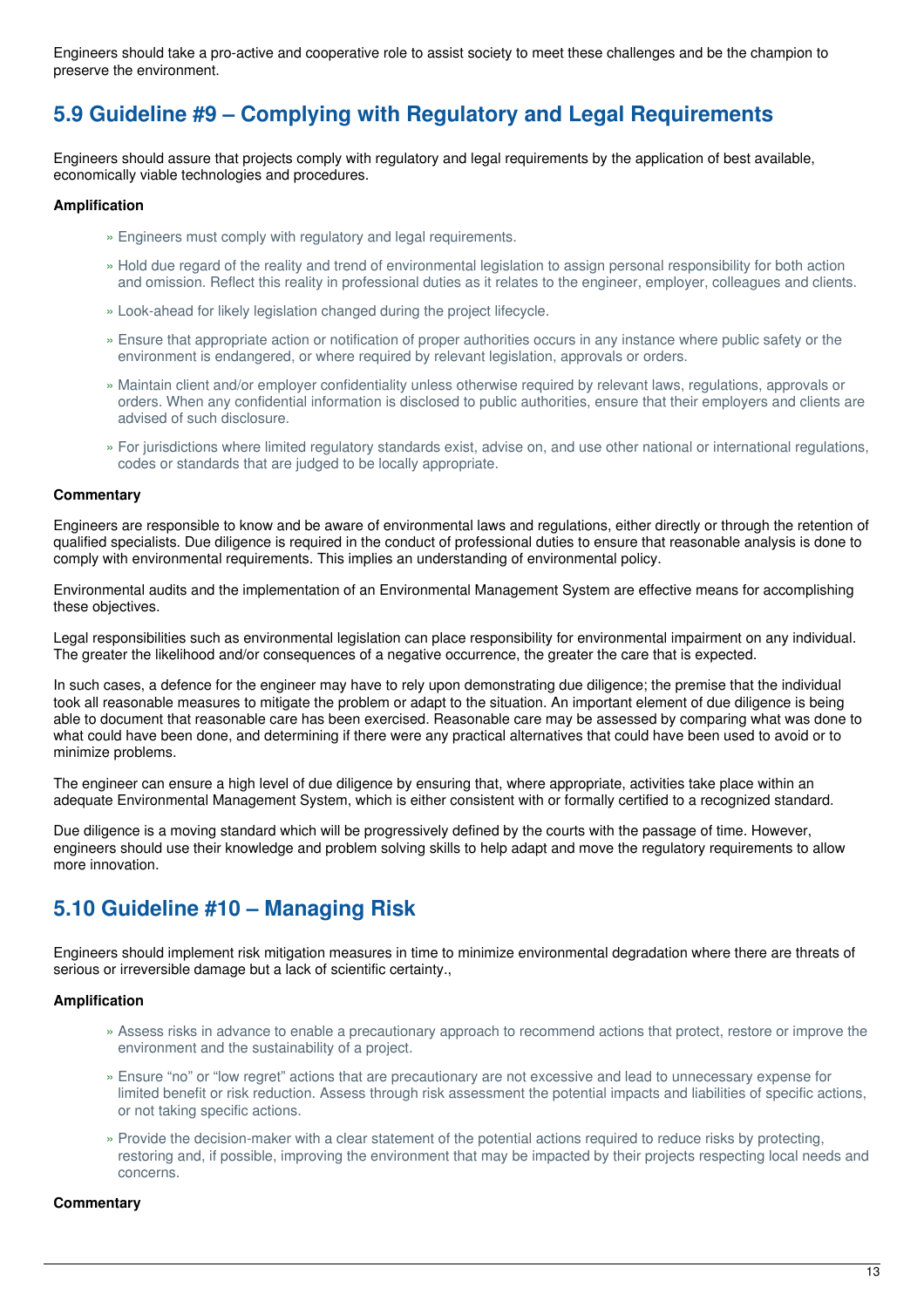Engineers should take a pro-active and cooperative role to assist society to meet these challenges and be the champion to preserve the environment.

## 5.9 Guideline #9 – Complying with Regulatory and Legal Requirements

Engineers should assure that projects comply with regulatory and legal requirements by the application of best available, economically viable technologies and procedures.

**Amplification**

- Engineers must comply with regulatory and legal requirements.
- Hold due regard of the reality and trend of environmental legislation to assign personal responsibility for both action and omission. Reflect this reality in professional duties as it relates to the engineer, employer, colleagues and clients.
- Look-ahead for likely legislation changed during the project lifecycle.
- Ensure that appropriate action or notification of proper authorities occurs in any instance where public safety or the environment is endangered, or where required by relevant legislation, approvals or orders.
- Maintain client and/or employer confidentiality unless otherwise required by relevant laws, regulations, approvals or orders. When any confidential information is disclosed to public authorities, ensure that their employers and clients are advised of such disclosure.
- For jurisdictions where limited regulatory standards exist, advise on, and use other national or international regulations, codes or standards that are judged to be locally appropriate.

**Commentary**

Engineers are responsible to know and be aware of environmental laws and regulations, either directly or through the retention of qualified specialists. Due diligence is required in the conduct of professional duties to ensure that reasonable analysis is done to comply with environmental requirements. This implies an understanding of environmental policy.

Environmental audits and the implementation of an Environmental Management System are effective means for accomplishing these objectives.

Legal responsibilities such as environmental legislation can place responsibility for environmental impairment on any individual. The greater the likelihood and/or consequences of a negative occurrence, the greater the care that is expected.

In such cases, a defence for the engineer may have to rely upon demonstrating due diligence; the premise that the individual took all reasonable measures to mitigate the problem or adapt to the situation. An important element of due diligence is being able to document that reasonable care has been exercised. Reasonable care may be assessed by comparing what was done to what could have been done, and determining if there were any practical alternatives that could have been used to avoid or to minimize problems.

The engineer can ensure a high level of due diligence by ensuring that, where appropriate, activities take place within an adequate Environmental Management System, which is either consistent with or formally certified to a recognized standard.

Due diligence is a moving standard which will be progressively defined by the courts with the passage of time. However, engineers should use their knowledge and problem solving skills to help adapt and move the regulatory requirements to allow more innovation.

## 5.10 Guideline #10 – Managing Risk

Engineers should implement risk mitigation measures in time to minimize environmental degradation where there are threats of serious or irreversible damage but a lack of scientific certainty.,

**Amplification**

- Assess risks in advance to enable a precautionary approach to recommend actions that protect, restore or improve the environment and the sustainability of a project.
- Ensure "no" or "low regret" actions that are precautionary are not excessive and lead to unnecessary expense for limited benefit or risk reduction. Assess through risk assessment the potential impacts and liabilities of specific actions, or not taking specific actions.
- Provide the decision-maker with a clear statement of the potential actions required to reduce risks by protecting, restoring and, if possible, improving the environment that may be impacted by their projects respecting local needs and concerns.

**Commentary**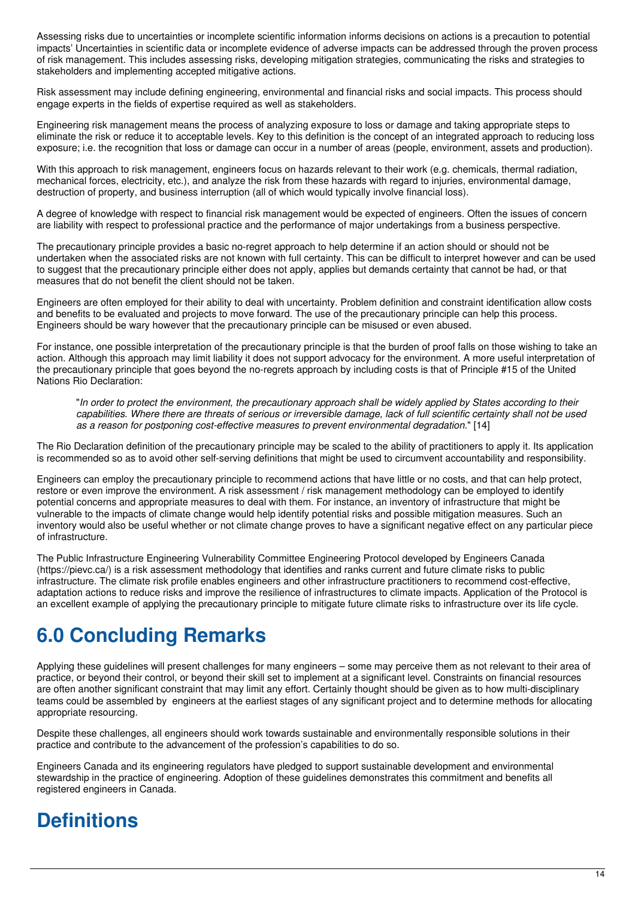Assessing risks due to uncertainties or incomplete scientific information informs decisions on actions is a precaution to potential impacts' Uncertainties in scientific data or incomplete evidence of adverse impacts can be addressed through the proven process of risk management. This includes assessing risks, developing mitigation strategies, communicating the risks and strategies to stakeholders and implementing accepted mitigative actions.

Risk assessment may include defining engineering, environmental and financial risks and social impacts. This process should engage experts in the fields of expertise required as well as stakeholders.

Engineering risk management means the process of analyzing exposure to loss or damage and taking appropriate steps to eliminate the risk or reduce it to acceptable levels. Key to this definition is the concept of an integrated approach to reducing loss exposure; i.e. the recognition that loss or damage can occur in a number of areas (people, environment, assets and production).

With this approach to risk management, engineers focus on hazards relevant to their work (e.g. chemicals, thermal radiation, mechanical forces, electricity, etc.), and analyze the risk from these hazards with regard to injuries, environmental damage, destruction of property, and business interruption (all of which would typically involve financial loss).

A degree of knowledge with respect to financial risk management would be expected of engineers. Often the issues of concern are liability with respect to professional practice and the performance of major undertakings from a business perspective.

The precautionary principle provides a basic no-regret approach to help determine if an action should or should not be undertaken when the associated risks are not known with full certainty. This can be difficult to interpret however and can be used to suggest that the precautionary principle either does not apply, applies but demands certainty that cannot be had, or that measures that do not benefit the client should not be taken.

Engineers are often employed for their ability to deal with uncertainty. Problem definition and constraint identification allow costs and benefits to be evaluated and projects to move forward. The use of the precautionary principle can help this process. Engineers should be wary however that the precautionary principle can be misused or even abused.

For instance, one possible interpretation of the precautionary principle is that the burden of proof falls on those wishing to take an action. Although this approach may limit liability it does not support advocacy for the environment. A more useful interpretation of the precautionary principle that goes beyond the no-regrets approach by including costs is that of Principle #15 of the United Nations Rio Declaration:

> "*In order to protect the environment, the precautionary approach shall be widely applied by States according to their capabilities. Where there are threats of serious or irreversible damage, lack of full scientific certainty shall not be used as a reason for postponing cost-effective measures to prevent environmental degradation*." [14]

The Rio Declaration definition of the precautionary principle may be scaled to the ability of practitioners to apply it. Its application is recommended so as to avoid other self-serving definitions that might be used to circumvent accountability and responsibility.

Engineers can employ the precautionary principle to recommend actions that have little or no costs, and that can help protect, restore or even improve the environment. A risk assessment / risk management methodology can be employed to identify potential concerns and appropriate measures to deal with them. For instance, an inventory of infrastructure that might be vulnerable to the impacts of climate change would help identify potential risks and possible mitigation measures. Such an inventory would also be useful whether or not climate change proves to have a significant negative effect on any particular piece of infrastructure.

The Public Infrastructure Engineering Vulnerability Committee Engineering Protocol developed by Engineers Canada (https://pievc.ca/) is a risk assessment methodology that identifies and ranks current and future climate risks to public infrastructure. The climate risk profile enables engineers and other infrastructure practitioners to recommend cost-effective, adaptation actions to reduce risks and improve the resilience of infrastructures to climate impacts. Application of the Protocol is an excellent example of applying the precautionary principle to mitigate future climate risks to infrastructure over its life cycle.

# 6.0 Concluding Remarks

Applying these guidelines will present challenges for many engineers – some may perceive them as not relevant to their area of practice, or beyond their control, or beyond their skill set to implement at a significant level. Constraints on financial resources are often another significant constraint that may limit any effort. Certainly thought should be given as to how multi-disciplinary teams could be assembled by engineers at the earliest stages of any significant project and to determine methods for allocating appropriate resourcing.

Despite these challenges, all engineers should work towards sustainable and environmentally responsible solutions in their practice and contribute to the advancement of the profession's capabilities to do so.

Engineers Canada and its engineering regulators have pledged to support sustainable development and environmental stewardship in the practice of engineering. Adoption of these guidelines demonstrates this commitment and benefits all registered engineers in Canada.

# Definitions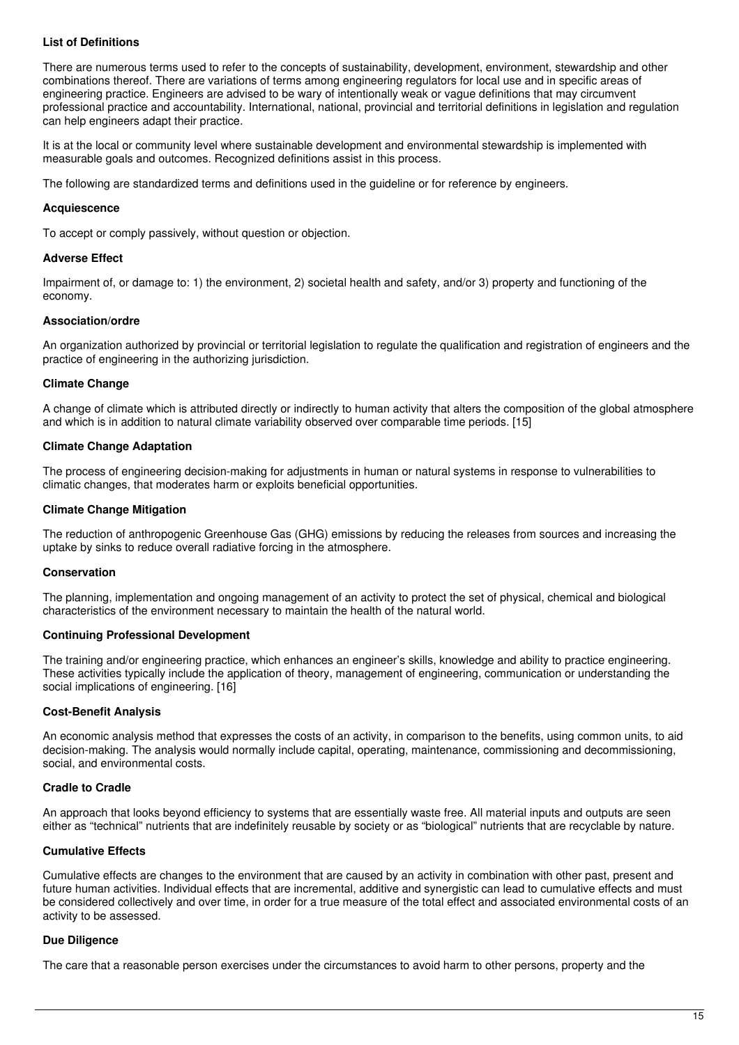## List of Definitions

There are numerous terms used to refer to the concepts of sustainability, development, environment, stewardship and other combinations thereof. There are variations of terms among engineering regulators for local use and in specific areas of engineering practice. Engineers are advised to be wary of intentionally weak or vague definitions that may circumvent professional practice and accountability. International, national, provincial and territorial definitions in legislation and regulation can help engineers adapt their practice.

It is at the local or community level where sustainable development and environmental stewardship is implemented with measurable goals and outcomes. Recognized definitions assist in this process.

The following are standardized terms and definitions used in the guideline or for reference by engineers.

### Acquiescence

To accept or comply passively, without question or objection.

### Adverse Effect

Impairment of, or damage to: 1) the environment, 2) societal health and safety, and/or 3) property and functioning of the economy.

### Association/ordre

An organization authorized by provincial or territorial legislation to regulate the qualification and registration of engineers and the practice of engineering in the authorizing jurisdiction.

### Climate Change

A change of climate which is attributed directly or indirectly to human activity that alters the composition of the global atmosphere and which is in addition to natural climate variability observed over comparable time periods. [15]

### Climate Change Adaptation

The process of engineering decision-making for adjustments in human or natural systems in response to vulnerabilities to climatic changes, that moderates harm or exploits beneficial opportunities.

### Climate Change Mitigation

The reduction of anthropogenic Greenhouse Gas (GHG) emissions by reducing the releases from sources and increasing the uptake by sinks to reduce overall radiative forcing in the atmosphere.

### Conservation

The planning, implementation and ongoing management of an activity to protect the set of physical, chemical and biological characteristics of the environment necessary to maintain the health of the natural world.

### Continuing Professional Development

The training and/or engineering practice, which enhances an engineer's skills, knowledge and ability to practice engineering. These activities typically include the application of theory, management of engineering, communication or understanding the social implications of engineering. [16]

### Cost-Benefit Analysis

An economic analysis method that expresses the costs of an activity, in comparison to the benefits, using common units, to aid decision-making. The analysis would normally include capital, operating, maintenance, commissioning and decommissioning, social, and environmental costs.

### Cradle to Cradle

An approach that looks beyond efficiency to systems that are essentially waste free. All material inputs and outputs are seen either as "technical" nutrients that are indefinitely reusable by society or as "biological" nutrients that are recyclable by nature.

### Cumulative Effects

Cumulative effects are changes to the environment that are caused by an activity in combination with other past, present and future human activities. Individual effects that are incremental, additive and synergistic can lead to cumulative effects and must be considered collectively and over time, in order for a true measure of the total effect and associated environmental costs of an activity to be assessed.

### Due Diligence

The care that a reasonable person exercises under the circumstances to avoid harm to other persons, property and the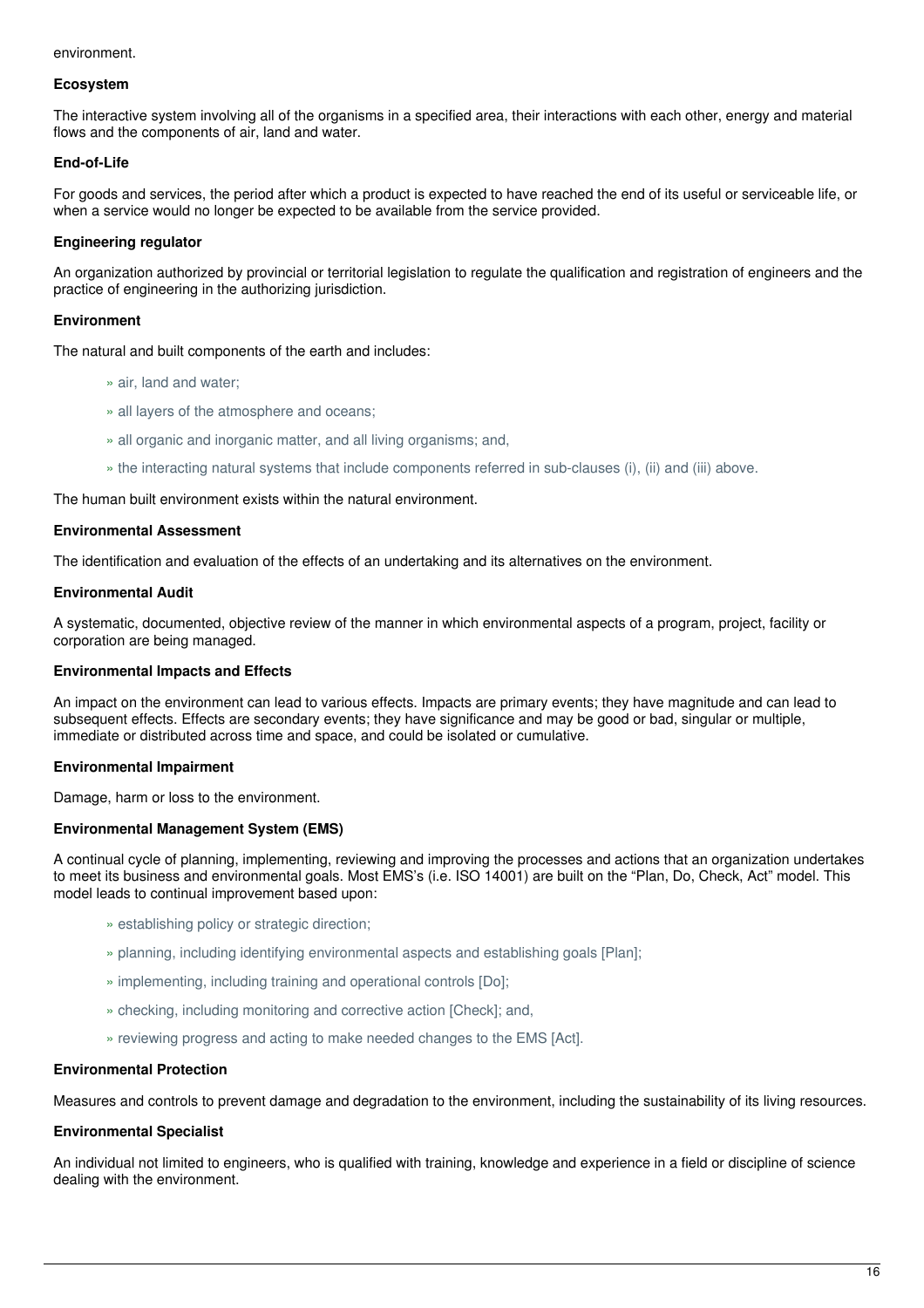environment.

**Ecosystem**

The interactive system involving all of the organisms in a specified area, their interactions with each other, energy and material flows and the components of air, land and water.

**End-of-Life**

For goods and services, the period after which a product is expected to have reached the end of its useful or serviceable life, or when a service would no longer be expected to be available from the service provided.

**Engineering regulator**

An organization authorized by provincial or territorial legislation to regulate the qualification and registration of engineers and the practice of engineering in the authorizing jurisdiction.

**Environment**

The natural and built components of the earth and includes:

- air, land and water;
- all layers of the atmosphere and oceans;
- all organic and inorganic matter, and all living organisms; and,
- the interacting natural systems that include components referred in sub-clauses (i), (ii) and (iii) above.

The human built environment exists within the natural environment.

**Environmental Assessment**

The identification and evaluation of the effects of an undertaking and its alternatives on the environment.

**Environmental Audit**

A systematic, documented, objective review of the manner in which environmental aspects of a program, project, facility or corporation are being managed.

**Environmental Impacts and Effects**

An impact on the environment can lead to various effects. Impacts are primary events; they have magnitude and can lead to subsequent effects. Effects are secondary events; they have significance and may be good or bad, singular or multiple, immediate or distributed across time and space, and could be isolated or cumulative.

**Environmental Impairment**

Damage, harm or loss to the environment.

**Environmental Management System (EMS)**

A continual cycle of planning, implementing, reviewing and improving the processes and actions that an organization undertakes to meet its business and environmental goals. Most EMS's (i.e. ISO 14001) are built on the "Plan, Do, Check, Act" model. This model leads to continual improvement based upon:

- establishing policy or strategic direction;
- planning, including identifying environmental aspects and establishing goals [Plan];
- implementing, including training and operational controls [Do];
- checking, including monitoring and corrective action [Check]; and,
- reviewing progress and acting to make needed changes to the EMS [Act].

**Environmental Protection**

Measures and controls to prevent damage and degradation to the environment, including the sustainability of its living resources.

**Environmental Specialist**

An individual not limited to engineers, who is qualified with training, knowledge and experience in a field or discipline of science dealing with the environment.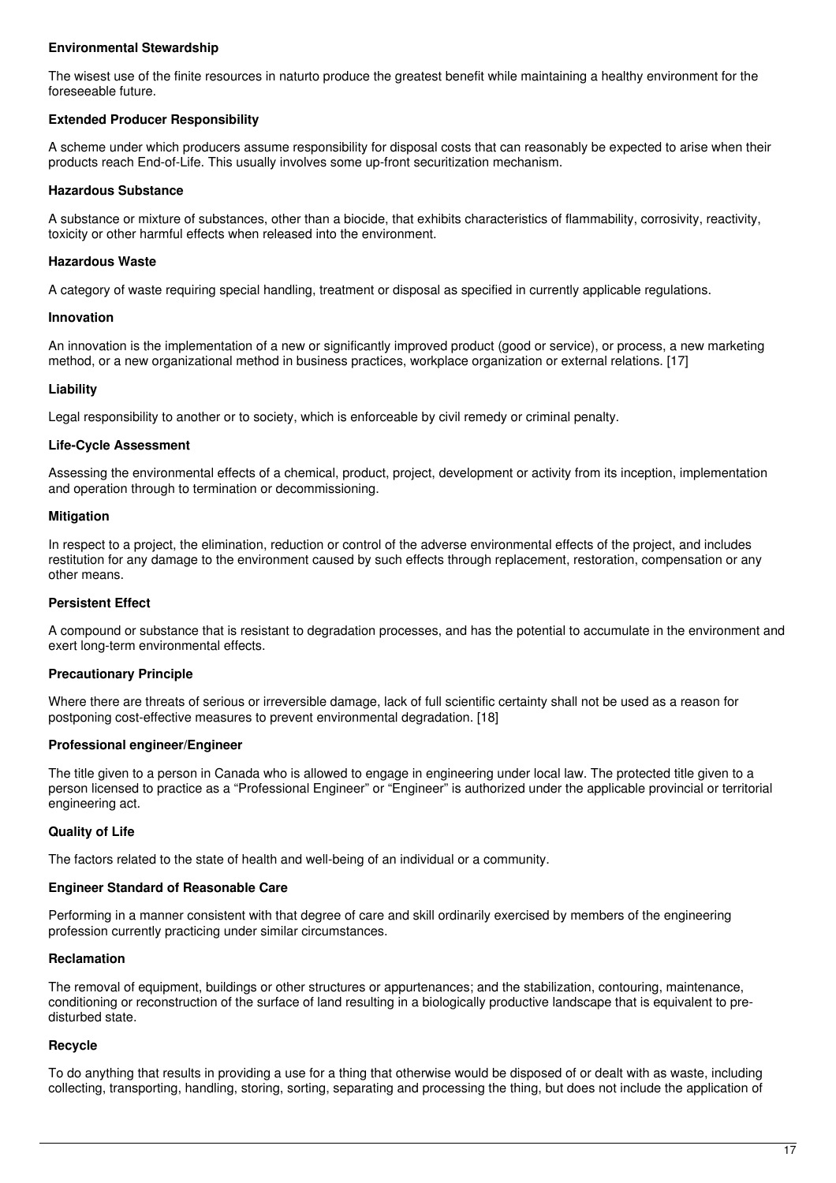**Environmental Stewardship**

The wisest use of the finite resources in naturto produce the greatest benefit while maintaining a healthy environment for the foreseeable future.

**Extended Producer Responsibility**

A scheme under which producers assume responsibility for disposal costs that can reasonably be expected to arise when their products reach End-of-Life. This usually involves some up-front securitization mechanism.

**Hazardous Substance**

A substance or mixture of substances, other than a biocide, that exhibits characteristics of flammability, corrosivity, reactivity, toxicity or other harmful effects when released into the environment.

**Hazardous Waste**

A category of waste requiring special handling, treatment or disposal as specified in currently applicable regulations.

**Innovation**

An innovation is the implementation of a new or significantly improved product (good or service), or process, a new marketing method, or a new organizational method in business practices, workplace organization or external relations. [17]

**Liability**

Legal responsibility to another or to society, which is enforceable by civil remedy or criminal penalty.

**Life-Cycle Assessment**

Assessing the environmental effects of a chemical, product, project, development or activity from its inception, implementation and operation through to termination or decommissioning.

**Mitigation**

In respect to a project, the elimination, reduction or control of the adverse environmental effects of the project, and includes restitution for any damage to the environment caused by such effects through replacement, restoration, compensation or any other means.

**Persistent Effect**

A compound or substance that is resistant to degradation processes, and has the potential to accumulate in the environment and exert long-term environmental effects.

**Precautionary Principle**

Where there are threats of serious or irreversible damage, lack of full scientific certainty shall not be used as a reason for postponing cost-effective measures to prevent environmental degradation. [18]

**Professional engineer/Engineer**

The title given to a person in Canada who is allowed to engage in engineering under local law. The protected title given to a person licensed to practice as a “Professional Engineer” or “Engineer” is authorized under the applicable provincial or territorial engineering act.

**Quality of Life**

The factors related to the state of health and well-being of an individual or a community.

**Engineer Standard of Reasonable Care**

Performing in a manner consistent with that degree of care and skill ordinarily exercised by members of the engineering profession currently practicing under similar circumstances.

**Reclamation**

The removal of equipment, buildings or other structures or appurtenances; and the stabilization, contouring, maintenance, conditioning or reconstruction of the surface of land resulting in a biologically productive landscape that is equivalent to pre-disturbed state.

**Recycle**

To do anything that results in providing a use for a thing that otherwise would be disposed of or dealt with as waste, including collecting, transporting, handling, storing, sorting, separating and processing the thing, but does not include the application of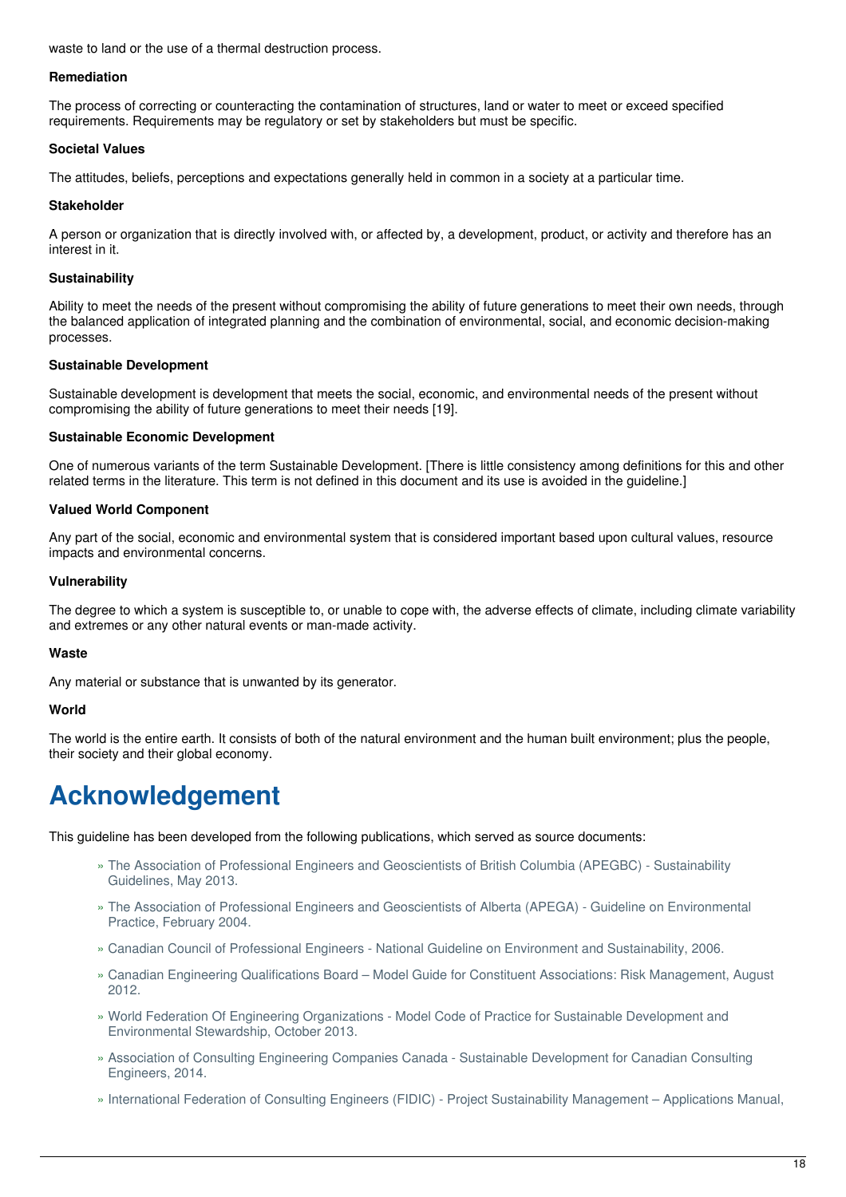waste to land or the use of a thermal destruction process.

**Remediation**

The process of correcting or counteracting the contamination of structures, land or water to meet or exceed specified requirements. Requirements may be regulatory or set by stakeholders but must be specific.

**Societal Values**

The attitudes, beliefs, perceptions and expectations generally held in common in a society at a particular time.

**Stakeholder**

A person or organization that is directly involved with, or affected by, a development, product, or activity and therefore has an interest in it.

**Sustainability**

Ability to meet the needs of the present without compromising the ability of future generations to meet their own needs, through the balanced application of integrated planning and the combination of environmental, social, and economic decision-making processes.

**Sustainable Development**

Sustainable development is development that meets the social, economic, and environmental needs of the present without compromising the ability of future generations to meet their needs [19].

**Sustainable Economic Development**

One of numerous variants of the term Sustainable Development. [There is little consistency among definitions for this and other related terms in the literature. This term is not defined in this document and its use is avoided in the guideline.]

**Valued World Component**

Any part of the social, economic and environmental system that is considered important based upon cultural values, resource impacts and environmental concerns.

**Vulnerability**

The degree to which a system is susceptible to, or unable to cope with, the adverse effects of climate, including climate variability and extremes or any other natural events or man-made activity.

**Waste**

Any material or substance that is unwanted by its generator.

**World**

The world is the entire earth. It consists of both of the natural environment and the human built environment; plus the people, their society and their global economy.

# Acknowledgement

This guideline has been developed from the following publications, which served as source documents:

- The Association of Professional Engineers and Geoscientists of British Columbia (APEGBC) - Sustainability Guidelines, May 2013.
- The Association of Professional Engineers and Geoscientists of Alberta (APEGA) - Guideline on Environmental Practice, February 2004.
- Canadian Council of Professional Engineers - National Guideline on Environment and Sustainability, 2006.
- Canadian Engineering Qualifications Board – Model Guide for Constituent Associations: Risk Management, August 2012.
- World Federation Of Engineering Organizations - Model Code of Practice for Sustainable Development and Environmental Stewardship, October 2013.
- Association of Consulting Engineering Companies Canada - Sustainable Development for Canadian Consulting Engineers, 2014.
- International Federation of Consulting Engineers (FIDIC) - Project Sustainability Management – Applications Manual,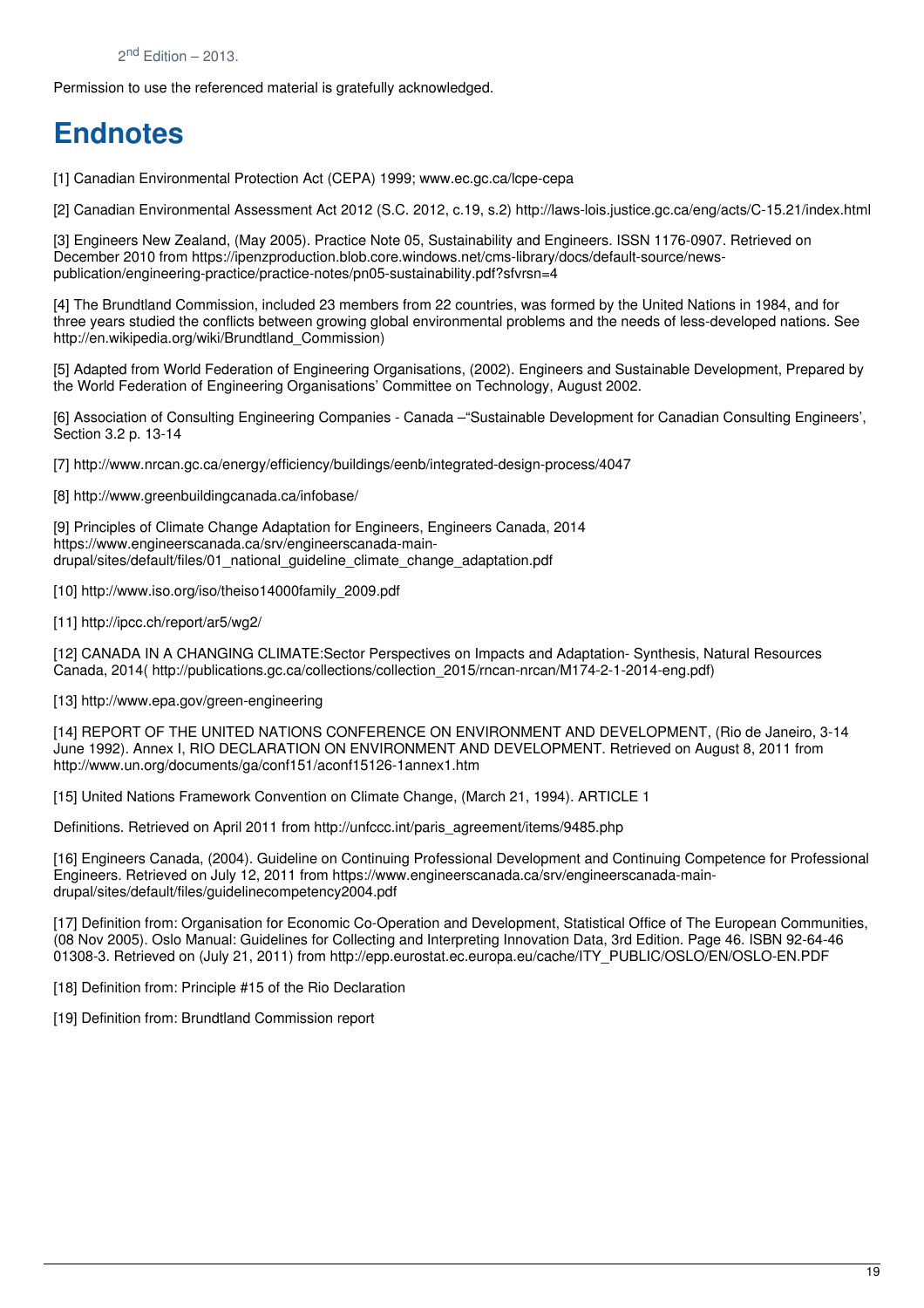2nd Edition – 2013.

Permission to use the referenced material is gratefully acknowledged.

# Endnotes

[1] Canadian Environmental Protection Act (CEPA) 1999; www.ec.gc.ca/lcpe-cepa

[2] Canadian Environmental Assessment Act 2012 (S.C. 2012, c.19, s.2) http://laws-lois.justice.gc.ca/eng/acts/C-15.21/index.html

[3] Engineers New Zealand, (May 2005). Practice Note 05, Sustainability and Engineers. ISSN 1176-0907. Retrieved on December 2010 from https://ipenzproduction.blob.core.windows.net/cms-library/docs/default-source/news-publication/engineering-practice/practice-notes/pn05-sustainability.pdf?sfvrsn=4

[4] The Brundtland Commission, included 23 members from 22 countries, was formed by the United Nations in 1984, and for three years studied the conflicts between growing global environmental problems and the needs of less-developed nations. See http://en.wikipedia.org/wiki/Brundtland_Commission)

[5] Adapted from World Federation of Engineering Organisations, (2002). Engineers and Sustainable Development, Prepared by the World Federation of Engineering Organisations' Committee on Technology, August 2002.

[6] Association of Consulting Engineering Companies - Canada –"Sustainable Development for Canadian Consulting Engineers', Section 3.2 p. 13-14

[7] http://www.nrcan.gc.ca/energy/efficiency/buildings/eenb/integrated-design-process/4047

[8] http://www.greenbuildingcanada.ca/infobase/

[9] Principles of Climate Change Adaptation for Engineers, Engineers Canada, 2014 https://www.engineerscanada.ca/srv/engineerscanada-main-drupal/sites/default/files/01_national_guideline_climate_change_adaptation.pdf

[10] http://www.iso.org/iso/theiso14000family_2009.pdf

[11] http://ipcc.ch/report/ar5/wg2/

[12] CANADA IN A CHANGING CLIMATE:Sector Perspectives on Impacts and Adaptation- Synthesis, Natural Resources Canada, 2014( http://publications.gc.ca/collections/collection_2015/rncan-nrcan/M174-2-1-2014-eng.pdf)

[13] http://www.epa.gov/green-engineering

[14] REPORT OF THE UNITED NATIONS CONFERENCE ON ENVIRONMENT AND DEVELOPMENT, (Rio de Janeiro, 3-14 June 1992). Annex I, RIO DECLARATION ON ENVIRONMENT AND DEVELOPMENT. Retrieved on August 8, 2011 from http://www.un.org/documents/ga/conf151/aconf15126-1annex1.htm

[15] United Nations Framework Convention on Climate Change, (March 21, 1994). ARTICLE 1

Definitions. Retrieved on April 2011 from http://unfccc.int/paris_agreement/items/9485.php

[16] Engineers Canada, (2004). Guideline on Continuing Professional Development and Continuing Competence for Professional Engineers. Retrieved on July 12, 2011 from https://www.engineerscanada.ca/srv/engineerscanada-main-drupal/sites/default/files/guidelinecompetency2004.pdf

[17] Definition from: Organisation for Economic Co-Operation and Development, Statistical Office of The European Communities, (08 Nov 2005). Oslo Manual: Guidelines for Collecting and Interpreting Innovation Data, 3rd Edition. Page 46. ISBN 92-64-46 01308-3. Retrieved on (July 21, 2011) from http://epp.eurostat.ec.europa.eu/cache/ITY_PUBLIC/OSLO/EN/OSLO-EN.PDF

[18] Definition from: Principle #15 of the Rio Declaration

[19] Definition from: Brundtland Commission report